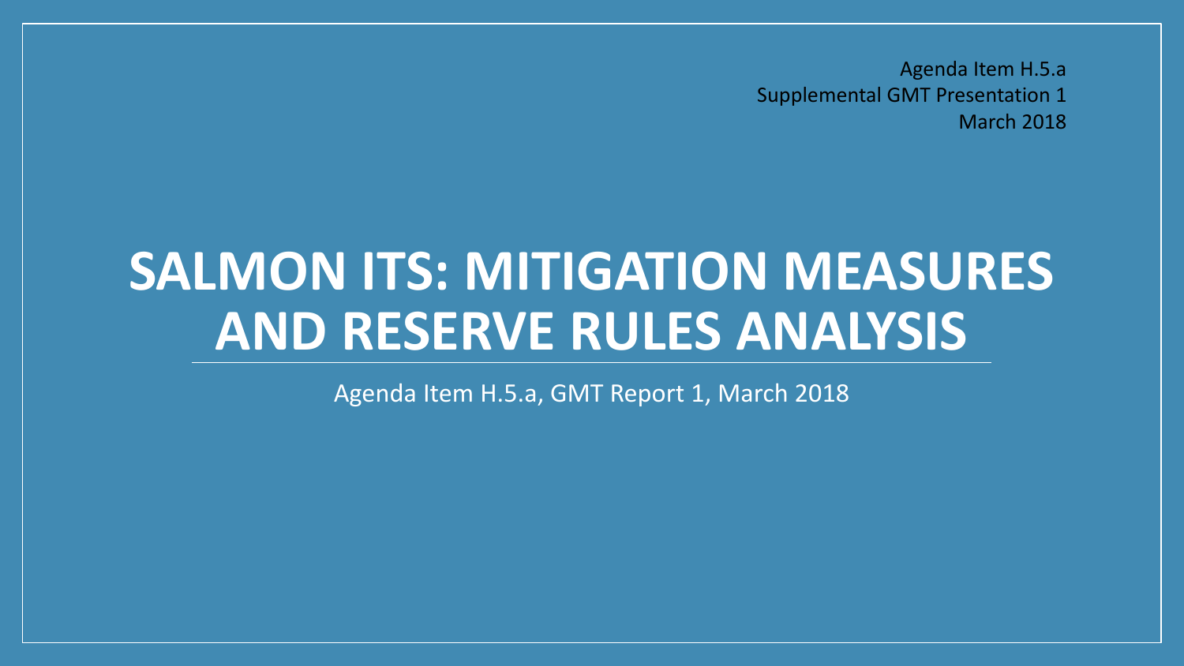Agenda Item H.5.a
Supplemental GMT Presentation 1
March 2018

# SALMON ITS: MITIGATION MEASURES AND RESERVE RULES ANALYSIS

Agenda Item H.5.a, GMT Report 1, March 2018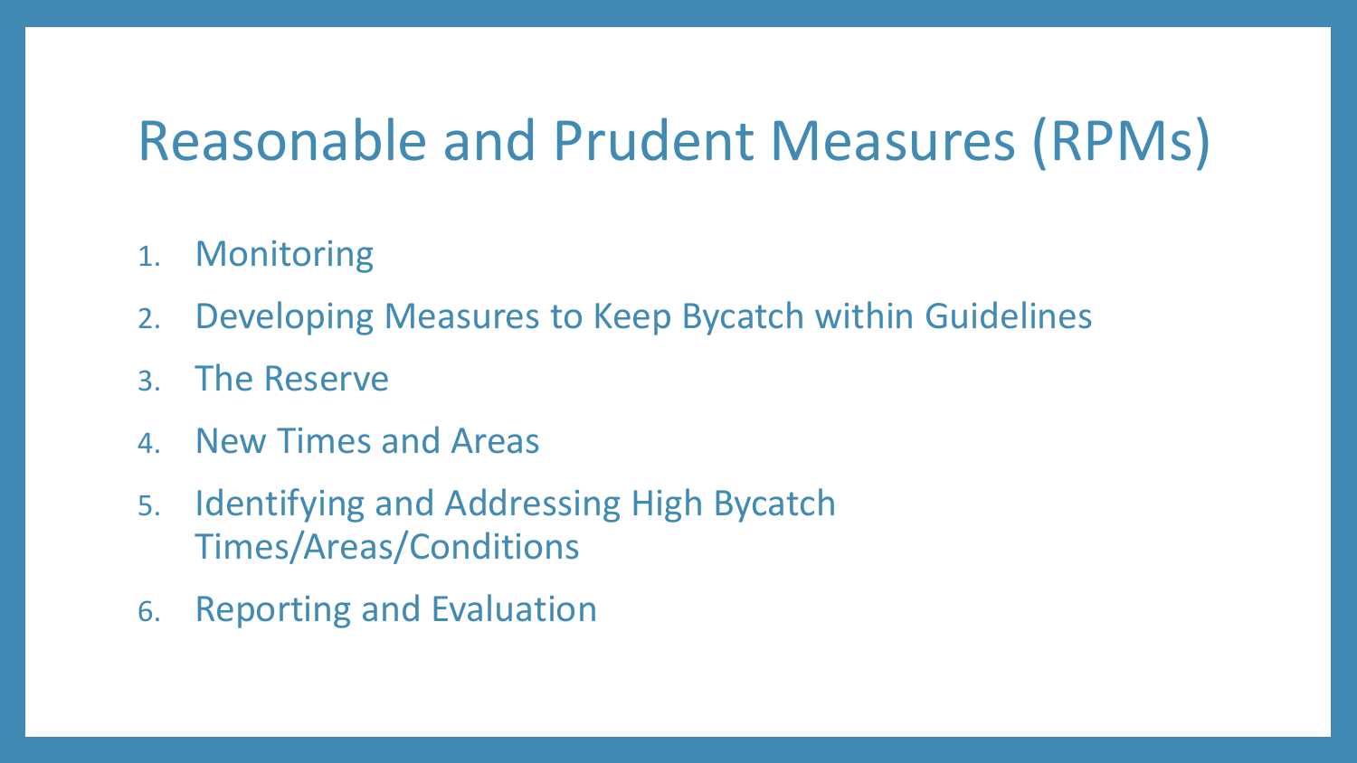# Reasonable and Prudent Measures (RPMs)

1. Monitoring
2. Developing Measures to Keep Bycatch within Guidelines
3. The Reserve
4. New Times and Areas
5. Identifying and Addressing High Bycatch Times/Areas/Conditions
6. Reporting and Evaluation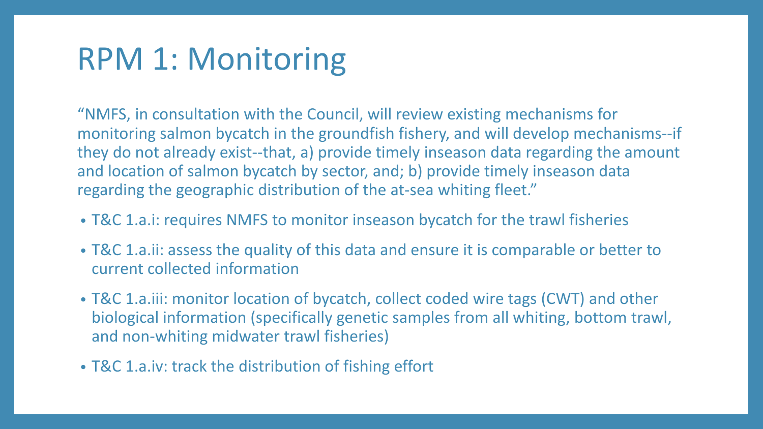# RPM 1: Monitoring

"NMFS, in consultation with the Council, will review existing mechanisms for monitoring salmon bycatch in the groundfish fishery, and will develop mechanisms--if they do not already exist--that, a) provide timely inseason data regarding the amount and location of salmon bycatch by sector, and; b) provide timely inseason data regarding the geographic distribution of the at-sea whiting fleet."

- T&C 1.a.i: requires NMFS to monitor inseason bycatch for the trawl fisheries
- T&C 1.a.ii: assess the quality of this data and ensure it is comparable or better to current collected information
- T&C 1.a.iii: monitor location of bycatch, collect coded wire tags (CWT) and other biological information (specifically genetic samples from all whiting, bottom trawl, and non-whiting midwater trawl fisheries)
- T&C 1.a.iv: track the distribution of fishing effort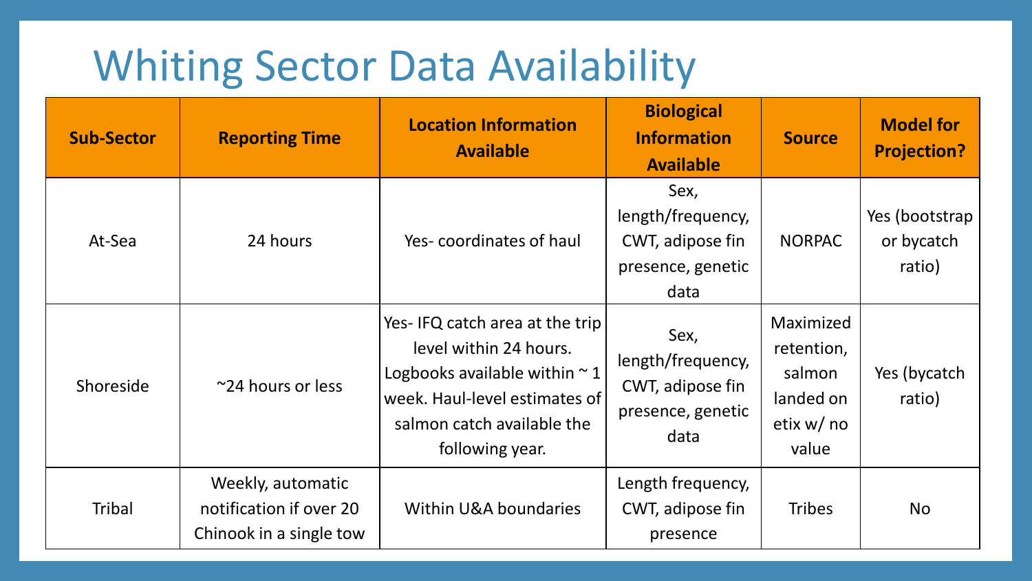# Whiting Sector Data Availability

| Sub-Sector | Reporting Time | Location Information Available | Biological Information Available | Source | Model for Projection? |
|---|---|---|---|---|---|
| At-Sea | 24 hours | Yes- coordinates of haul | Sex, length/frequency, CWT, adipose fin presence, genetic data | NORPAC | Yes (bootstrap or bycatch ratio) |
| Shoreside | ~24 hours or less | Yes- IFQ catch area at the trip level within 24 hours. Logbooks available within ~ 1 week. Haul-level estimates of salmon catch available the following year. | Sex, length/frequency, CWT, adipose fin presence, genetic data | Maximized retention, salmon landed on etix w/ no value | Yes (bycatch ratio) |
| Tribal | Weekly, automatic notification if over 20 Chinook in a single tow | Within U&A boundaries | Length frequency, CWT, adipose fin presence | Tribes | No |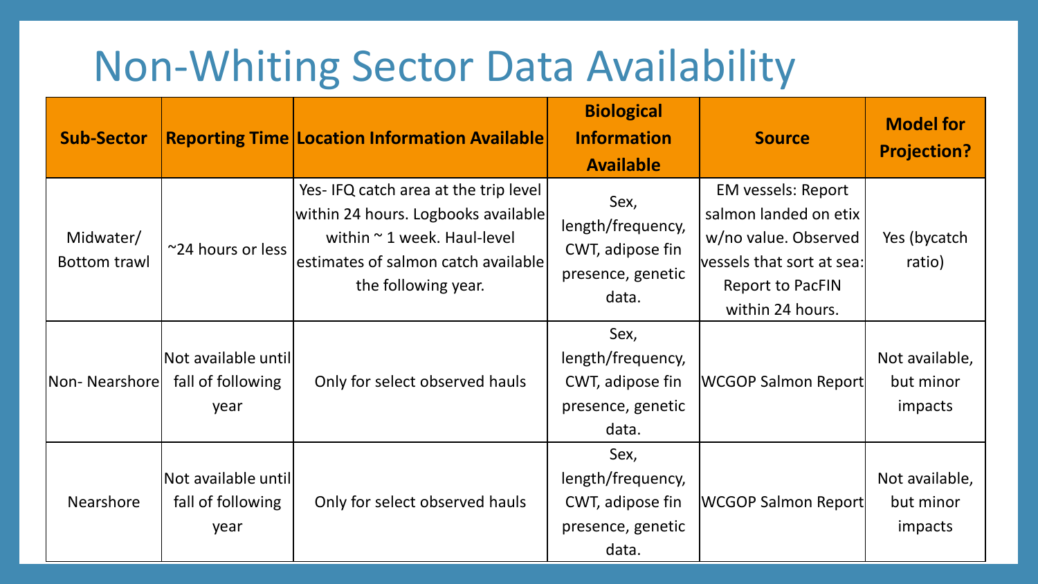# Non-Whiting Sector Data Availability

| Sub-Sector | Reporting Time | Location Information Available | Biological Information Available | Source | Model for Projection? |
|---|---|---|---|---|---|
| Midwater/ Bottom trawl | ~24 hours or less | Yes- IFQ catch area at the trip level within 24 hours. Logbooks available within ~ 1 week. Haul-level estimates of salmon catch available the following year. | Sex, length/frequency, CWT, adipose fin presence, genetic data. | EM vessels: Report salmon landed on etix w/no value. Observed vessels that sort at sea: Report to PacFIN within 24 hours. | Yes (bycatch ratio) |
| Non- Nearshore | Not available until fall of following year | Only for select observed hauls | Sex, length/frequency, CWT, adipose fin presence, genetic data. | WCGOP Salmon Report | Not available, but minor impacts |
| Nearshore | Not available until fall of following year | Only for select observed hauls | Sex, length/frequency, CWT, adipose fin presence, genetic data. | WCGOP Salmon Report | Not available, but minor impacts |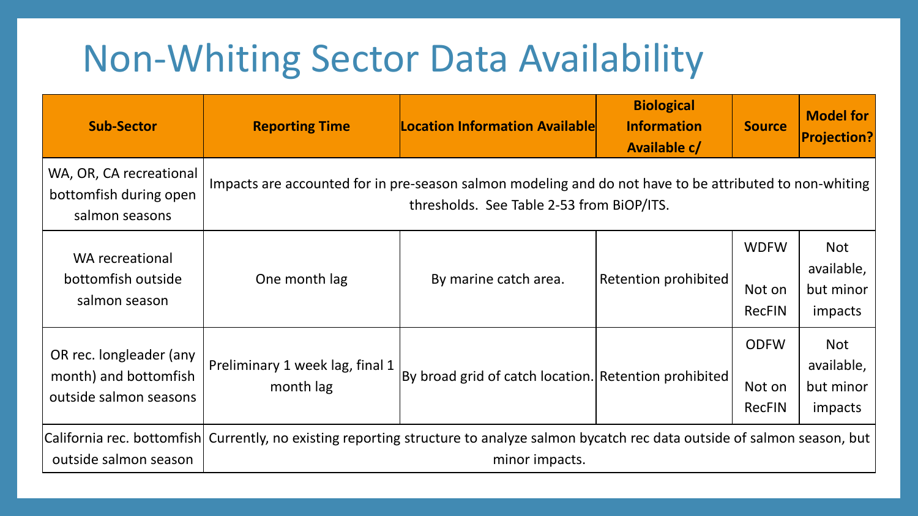# Non-Whiting Sector Data Availability

| Sub-Sector | Reporting Time | Location Information Available | Biological Information Available c/ | Source | Model for Projection? |
|---|---|---|---|---|---|
| WA, OR, CA recreational bottomfish during open salmon seasons | Impacts are accounted for in pre-season salmon modeling and do not have to be attributed to non-whiting thresholds. See Table 2-53 from BiOP/ITS. | | | | |
| WA recreational bottomfish outside salmon season | One month lag | By marine catch area. | Retention prohibited | WDFW<br><br>Not on RecFIN | Not available, but minor impacts |
| OR rec. longleader (any month) and bottomfish outside salmon seasons | Preliminary 1 week lag, final 1 month lag | By broad grid of catch location. | Retention prohibited | ODFW<br><br>Not on RecFIN | Not available, but minor impacts |
| California rec. bottomfish outside salmon season | Currently, no existing reporting structure to analyze salmon bycatch rec data outside of salmon season, but minor impacts. | | | | |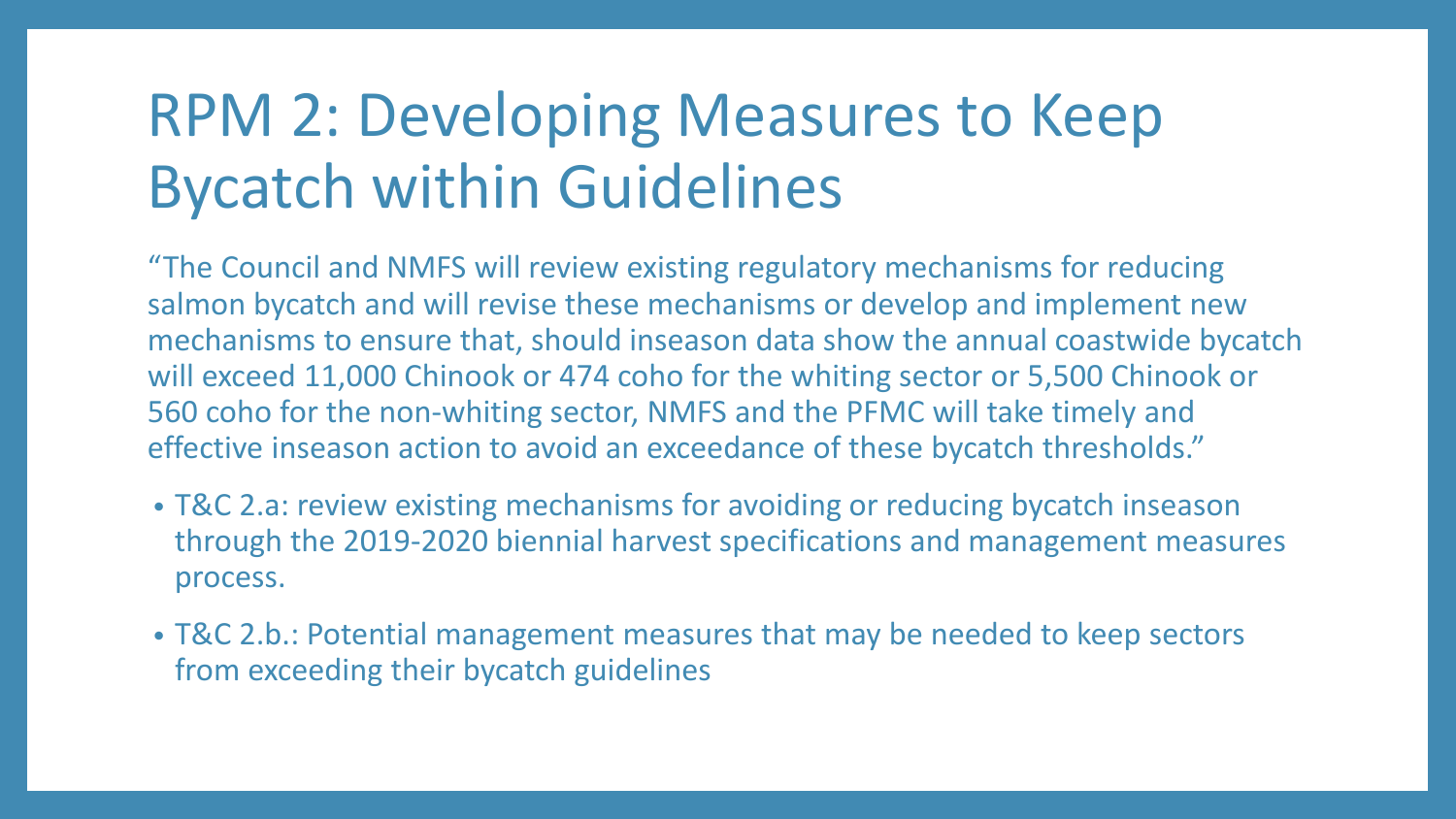# RPM 2: Developing Measures to Keep Bycatch within Guidelines

"The Council and NMFS will review existing regulatory mechanisms for reducing salmon bycatch and will revise these mechanisms or develop and implement new mechanisms to ensure that, should inseason data show the annual coastwide bycatch will exceed 11,000 Chinook or 474 coho for the whiting sector or 5,500 Chinook or 560 coho for the non-whiting sector, NMFS and the PFMC will take timely and effective inseason action to avoid an exceedance of these bycatch thresholds."

- T&C 2.a: review existing mechanisms for avoiding or reducing bycatch inseason through the 2019-2020 biennial harvest specifications and management measures process.
- T&C 2.b.: Potential management measures that may be needed to keep sectors from exceeding their bycatch guidelines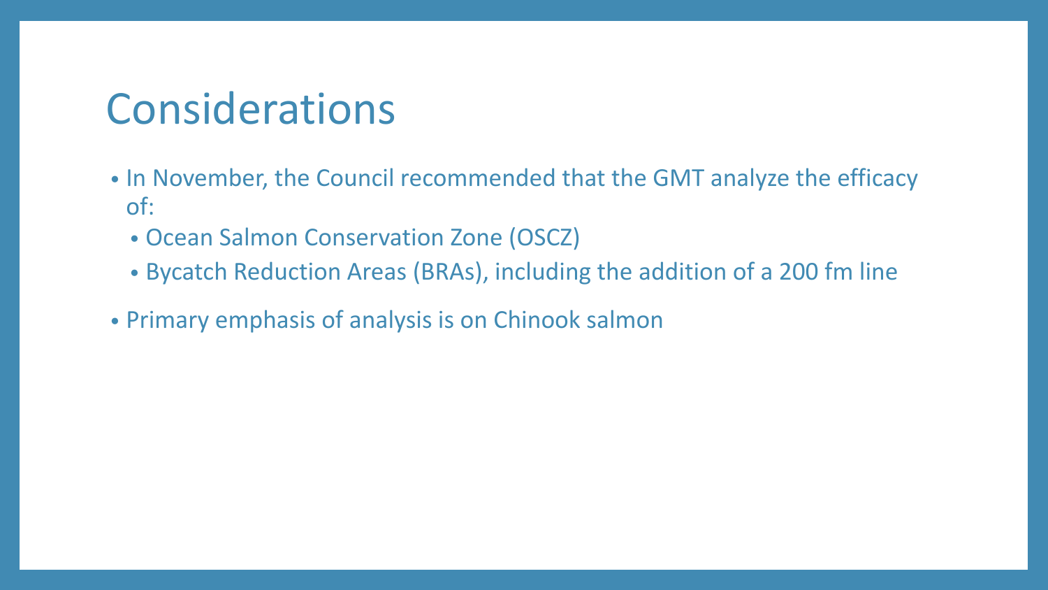# Considerations

- In November, the Council recommended that the GMT analyze the efficacy of:
  - Ocean Salmon Conservation Zone (OSCZ)
  - Bycatch Reduction Areas (BRAs), including the addition of a 200 fm line
- Primary emphasis of analysis is on Chinook salmon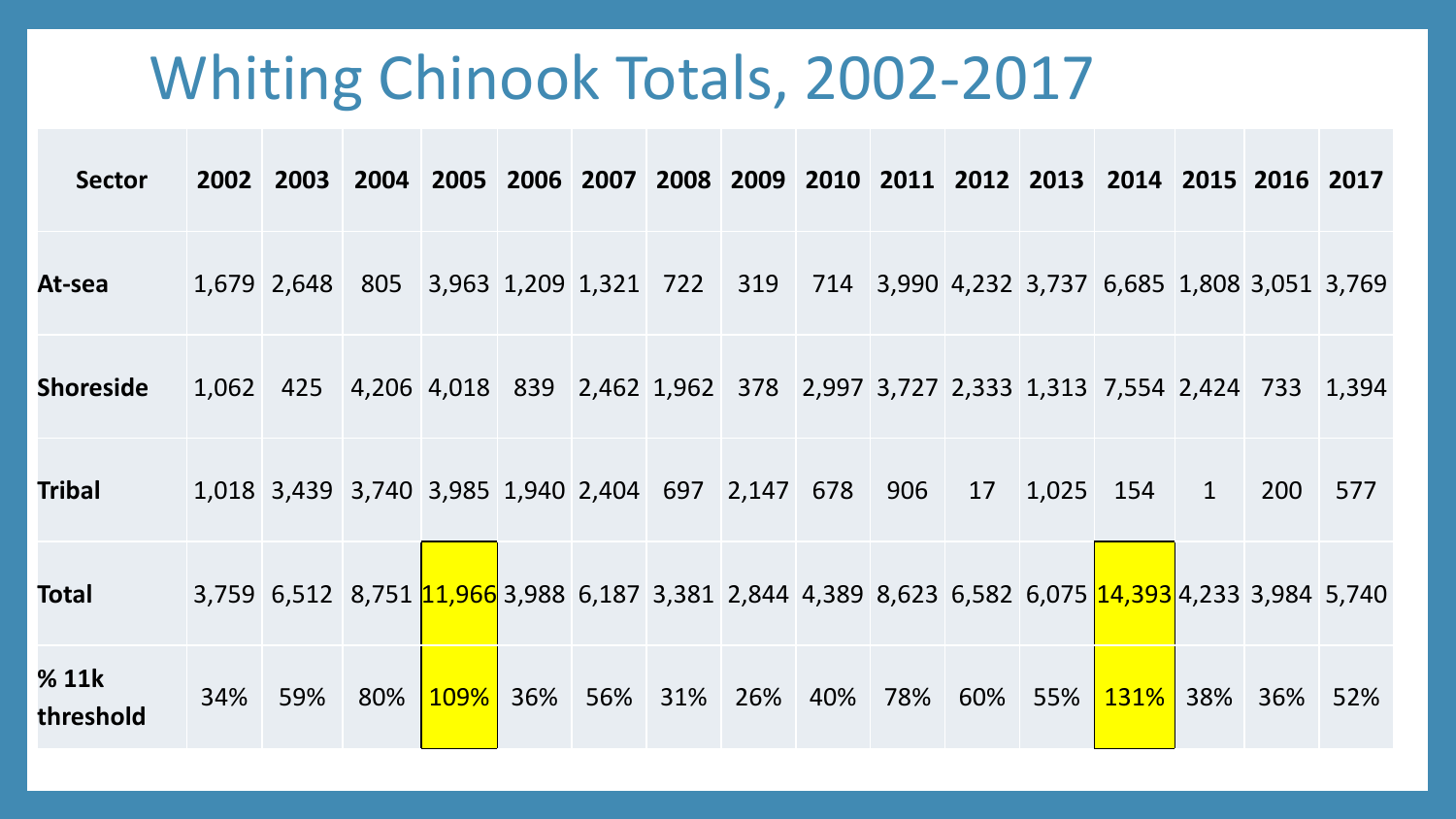# Whiting Chinook Totals, 2002-2017

| Sector | 2002 | 2003 | 2004 | 2005 | 2006 | 2007 | 2008 | 2009 | 2010 | 2011 | 2012 | 2013 | 2014 | 2015 | 2016 | 2017 |
|---|---|---|---|---|---|---|---|---|---|---|---|---|---|---|---|---|
| **At-sea** | 1,679 | 2,648 | 805 | 3,963 | 1,209 | 1,321 | 722 | 319 | 714 | 3,990 | 4,232 | 3,737 | 6,685 | 1,808 | 3,051 | 3,769 |
| **Shoreside** | 1,062 | 425 | 4,206 | 4,018 | 839 | 2,462 | 1,962 | 378 | 2,997 | 3,727 | 2,333 | 1,313 | 7,554 | 2,424 | 733 | 1,394 |
| **Tribal** | 1,018 | 3,439 | 3,740 | 3,985 | 1,940 | 2,404 | 697 | 2,147 | 678 | 906 | 17 | 1,025 | 154 | 1 | 200 | 577 |
| **Total** | 3,759 | 6,512 | 8,751 | 11,966 | 3,988 | 6,187 | 3,381 | 2,844 | 4,389 | 8,623 | 6,582 | 6,075 | 14,393 | 4,233 | 3,984 | 5,740 |
| **% 11k threshold** | 34% | 59% | 80% | 109% | 36% | 56% | 31% | 26% | 40% | 78% | 60% | 55% | 131% | 38% | 36% | 52% |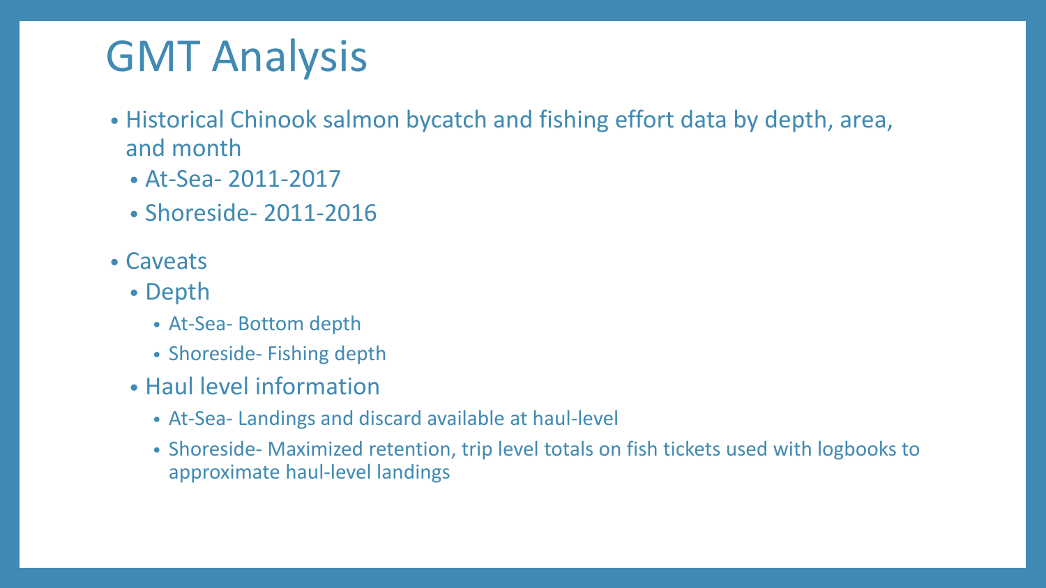# GMT Analysis

- Historical Chinook salmon bycatch and fishing effort data by depth, area, and month
  - At-Sea- 2011-2017
  - Shoreside- 2011-2016
- Caveats
  - Depth
    - At-Sea- Bottom depth
    - Shoreside- Fishing depth
  - Haul level information
    - At-Sea- Landings and discard available at haul-level
    - Shoreside- Maximized retention, trip level totals on fish tickets used with logbooks to approximate haul-level landings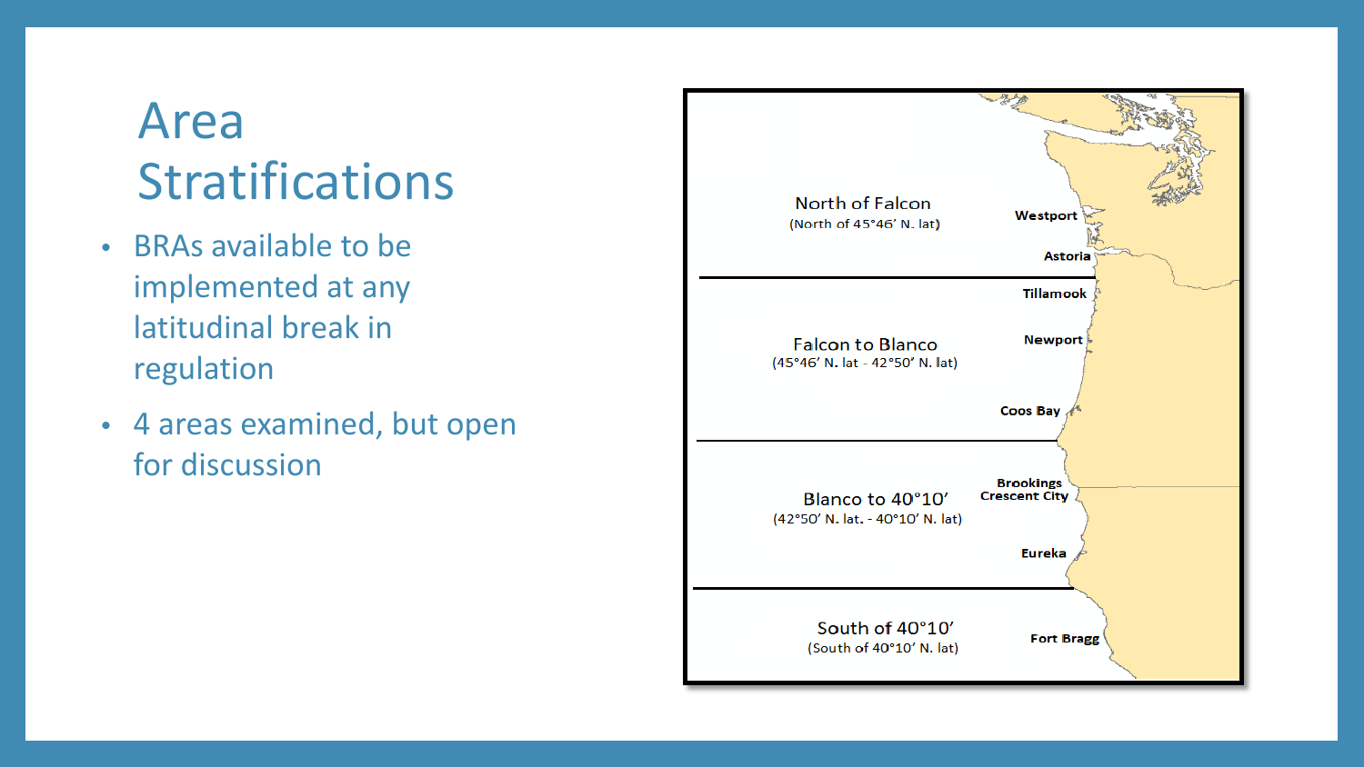# Area Stratifications

- BRAs available to be implemented at any latitudinal break in regulation
- 4 areas examined, but open for discussion

North of Falcon
(North of 45°46' N. lat)

Falcon to Blanco
(45°46' N. lat - 42°50' N. lat)

Blanco to 40°10'
(42°50' N. lat. - 40°10' N. lat)

South of 40°10'
(South of 40°10' N. lat)

Westport

Astoria

Tillamook

Newport

Coos Bay

Brookings

Crescent City

Eureka

Fort Bragg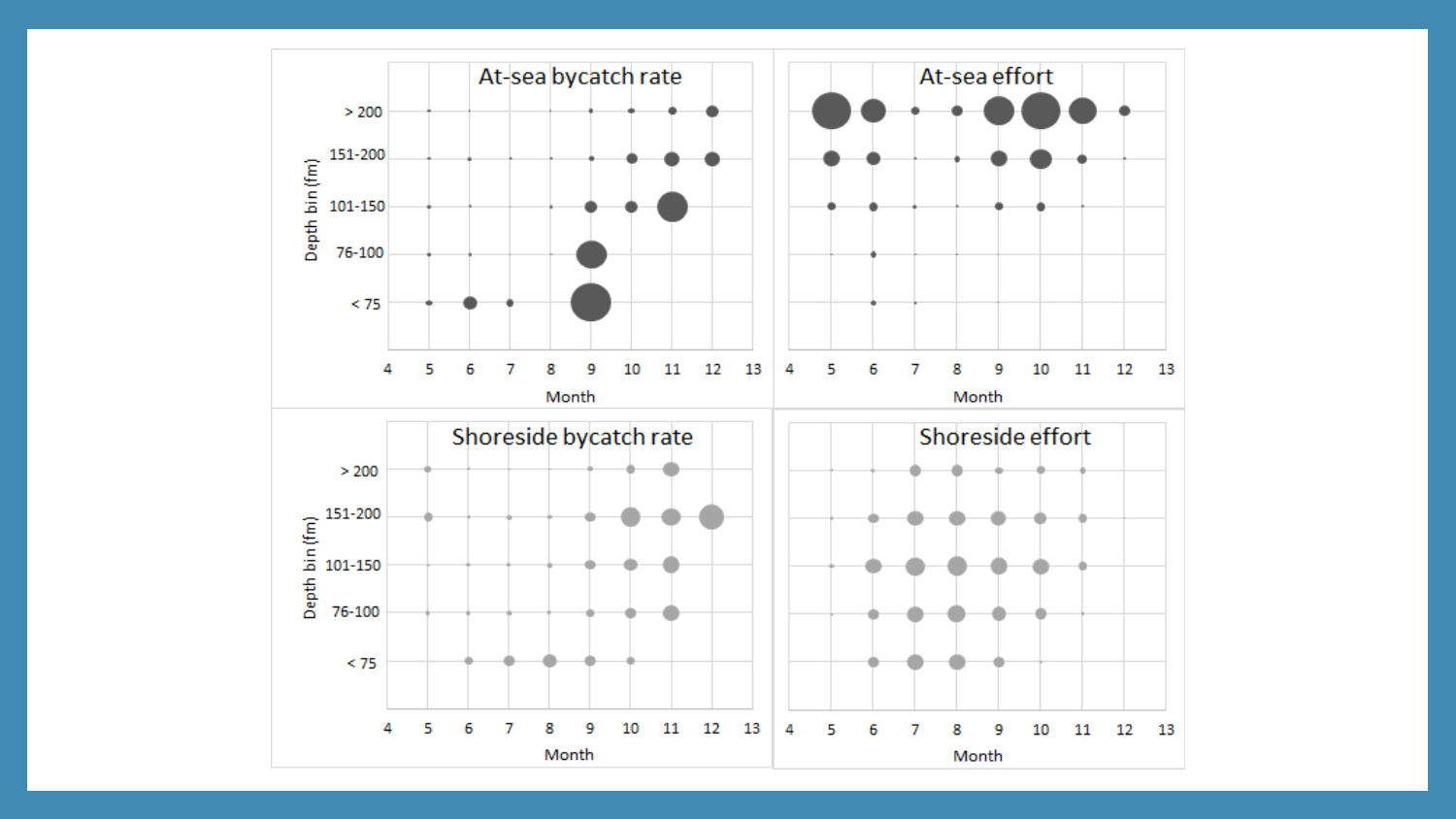At-sea bycatch rate

Depth bin (fm): > 200, 151-200, 101-150, 76-100, < 75

Month: 4, 5, 6, 7, 8, 9, 10, 11, 12, 13

At-sea effort

Month: 4, 5, 6, 7, 8, 9, 10, 11, 12, 13

Shoreside bycatch rate

Depth bin (fm): > 200, 151-200, 101-150, 76-100, < 75

Month: 4, 5, 6, 7, 8, 9, 10, 11, 12, 13

Shoreside effort

Month: 4, 5, 6, 7, 8, 9, 10, 11, 12, 13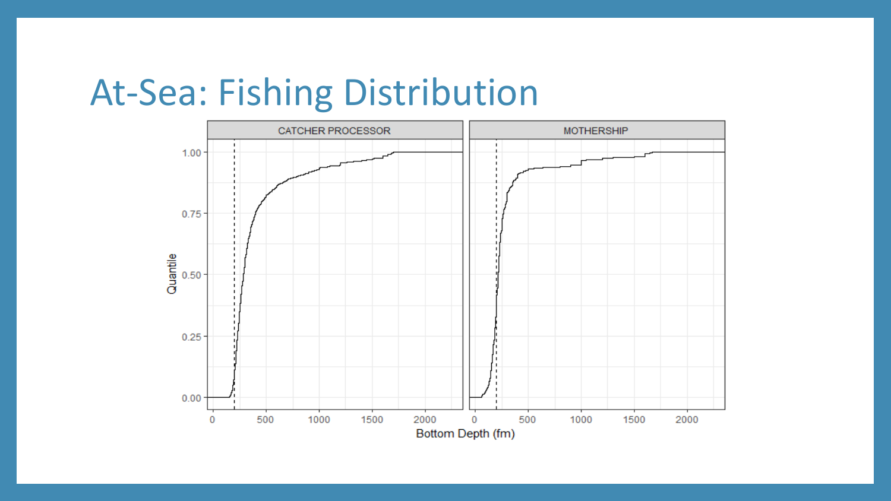# At-Sea: Fishing Distribution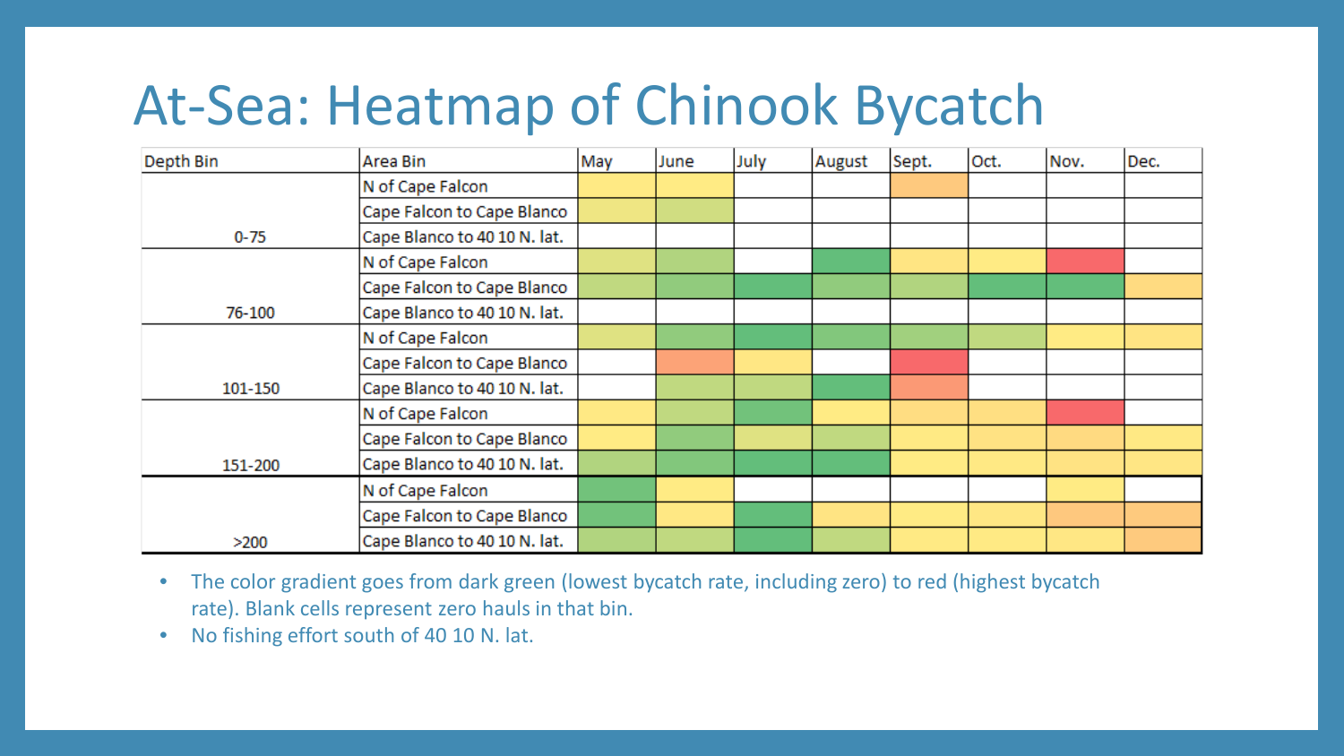# At-Sea: Heatmap of Chinook Bycatch

| Depth Bin | Area Bin | May | June | July | August | Sept. | Oct. | Nov. | Dec. |
|---|---|---|---|---|---|---|---|---|---|
| 0-75 | N of Cape Falcon | | | | | | | | |
| | Cape Falcon to Cape Blanco | | | | | | | | |
| | Cape Blanco to 40 10 N. lat. | | | | | | | | |
| 76-100 | N of Cape Falcon | | | | | | | | |
| | Cape Falcon to Cape Blanco | | | | | | | | |
| | Cape Blanco to 40 10 N. lat. | | | | | | | | |
| 101-150 | N of Cape Falcon | | | | | | | | |
| | Cape Falcon to Cape Blanco | | | | | | | | |
| | Cape Blanco to 40 10 N. lat. | | | | | | | | |
| 151-200 | N of Cape Falcon | | | | | | | | |
| | Cape Falcon to Cape Blanco | | | | | | | | |
| | Cape Blanco to 40 10 N. lat. | | | | | | | | |
| >200 | N of Cape Falcon | | | | | | | | |
| | Cape Falcon to Cape Blanco | | | | | | | | |
| | Cape Blanco to 40 10 N. lat. | | | | | | | | |

- The color gradient goes from dark green (lowest bycatch rate, including zero) to red (highest bycatch rate). Blank cells represent zero hauls in that bin.
- No fishing effort south of 40 10 N. lat.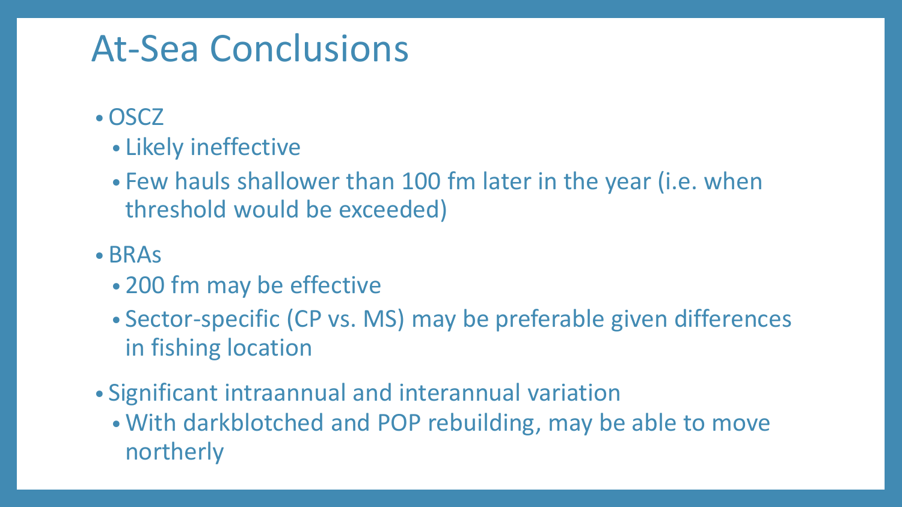# At-Sea Conclusions

- OSCZ
  - Likely ineffective
  - Few hauls shallower than 100 fm later in the year (i.e. when threshold would be exceeded)
- BRAs
  - 200 fm may be effective
  - Sector-specific (CP vs. MS) may be preferable given differences in fishing location
- Significant intraannual and interannual variation
  - With darkblotched and POP rebuilding, may be able to move northerly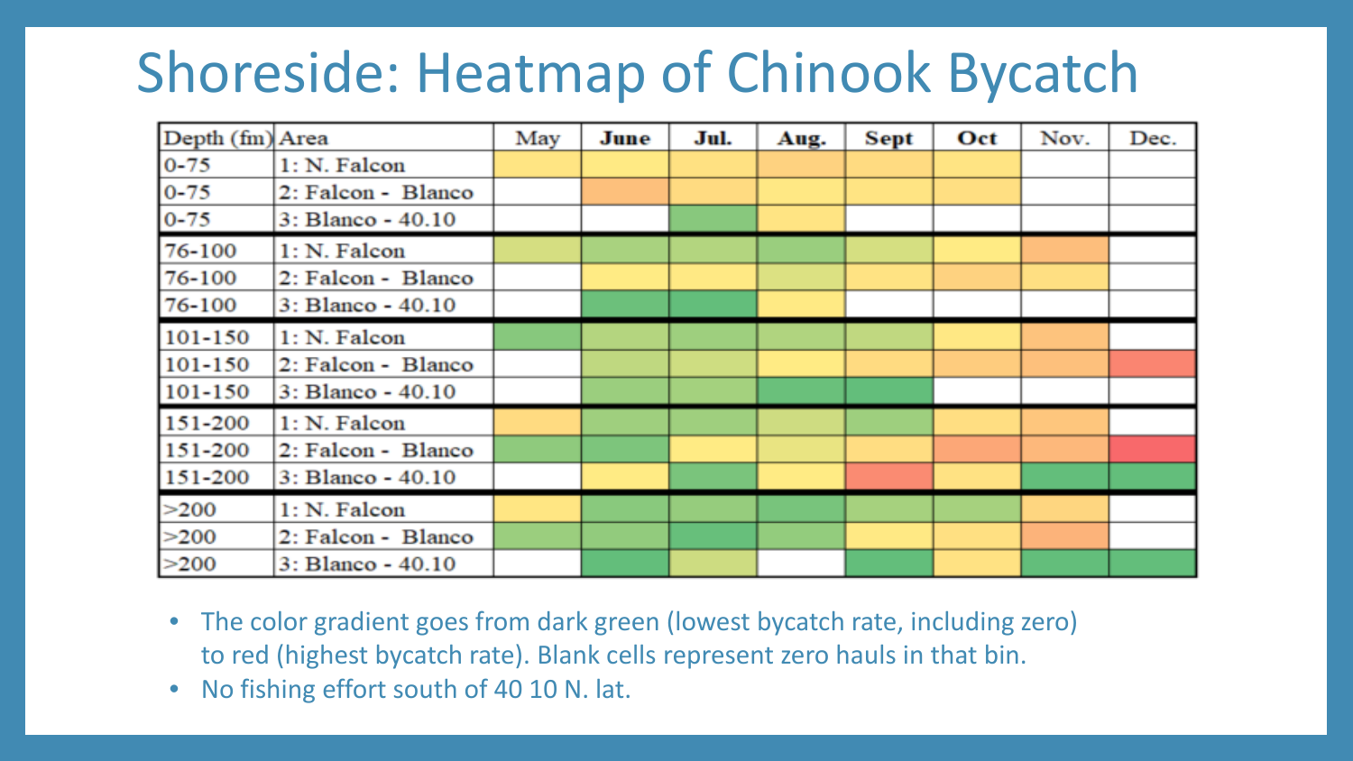# Shoreside: Heatmap of Chinook Bycatch

| Depth (fm) | Area | May | June | Jul. | Aug. | Sept | Oct | Nov. | Dec. |
|---|---|---|---|---|---|---|---|---|---|
| 0-75 | 1: N. Falcon | | | | | | | | |
| 0-75 | 2: Falcon - Blanco | | | | | | | | |
| 0-75 | 3: Blanco - 40.10 | | | | | | | | |
| 76-100 | 1: N. Falcon | | | | | | | | |
| 76-100 | 2: Falcon - Blanco | | | | | | | | |
| 76-100 | 3: Blanco - 40.10 | | | | | | | | |
| 101-150 | 1: N. Falcon | | | | | | | | |
| 101-150 | 2: Falcon - Blanco | | | | | | | | |
| 101-150 | 3: Blanco - 40.10 | | | | | | | | |
| 151-200 | 1: N. Falcon | | | | | | | | |
| 151-200 | 2: Falcon - Blanco | | | | | | | | |
| 151-200 | 3: Blanco - 40.10 | | | | | | | | |
| >200 | 1: N. Falcon | | | | | | | | |
| >200 | 2: Falcon - Blanco | | | | | | | | |
| >200 | 3: Blanco - 40.10 | | | | | | | | |

- The color gradient goes from dark green (lowest bycatch rate, including zero) to red (highest bycatch rate). Blank cells represent zero hauls in that bin.
- No fishing effort south of 40 10 N. lat.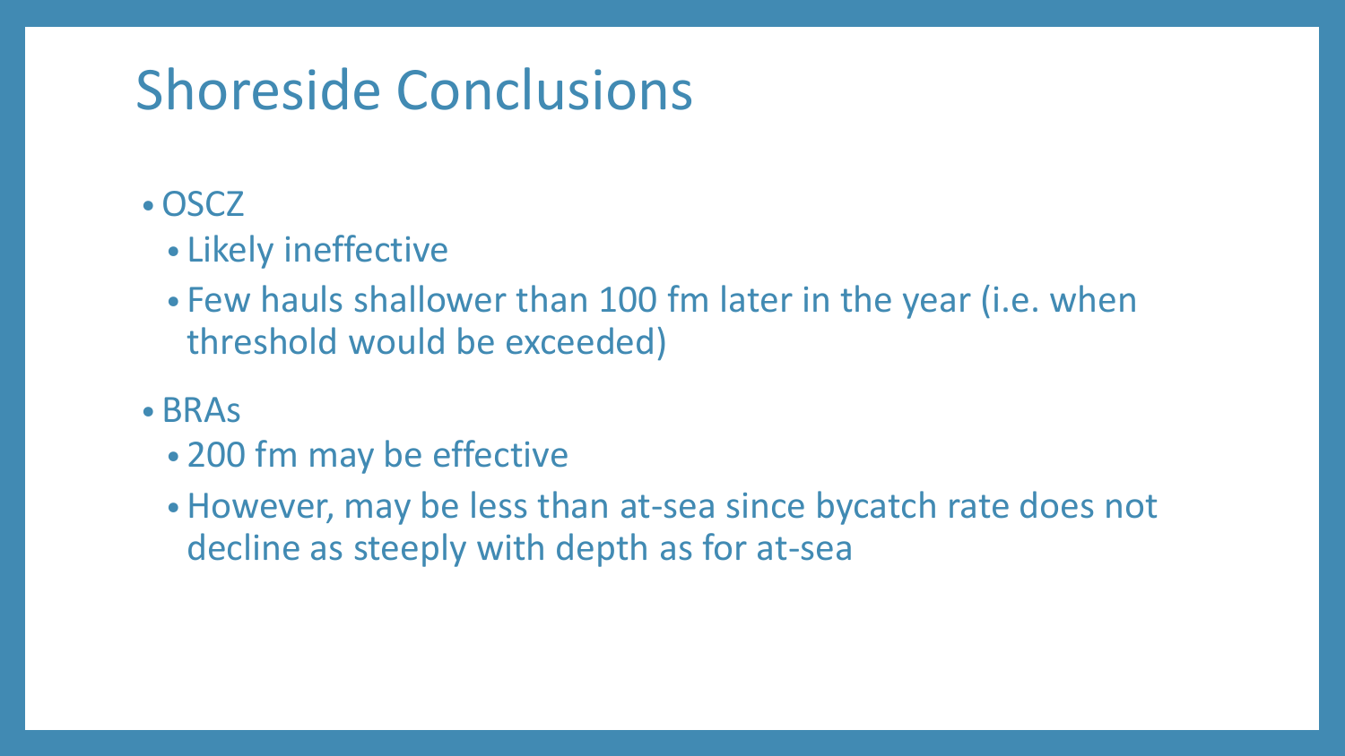# Shoreside Conclusions

- OSCZ
  - Likely ineffective
  - Few hauls shallower than 100 fm later in the year (i.e. when threshold would be exceeded)
- BRAs
  - 200 fm may be effective
  - However, may be less than at-sea since bycatch rate does not decline as steeply with depth as for at-sea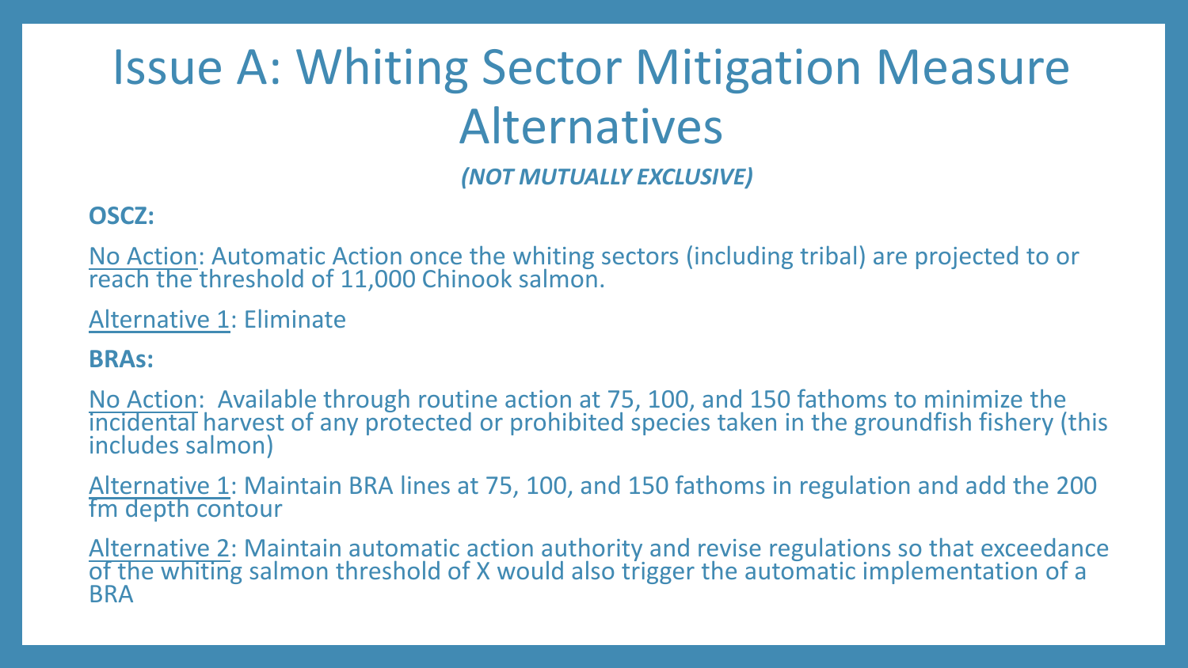# Issue A: Whiting Sector Mitigation Measure Alternatives

***(NOT MUTUALLY EXCLUSIVE)***

**OSCZ:**

<u>No Action</u>: Automatic Action once the whiting sectors (including tribal) are projected to or reach the threshold of 11,000 Chinook salmon.

<u>Alternative 1</u>: Eliminate

**BRAs:**

<u>No Action</u>: Available through routine action at 75, 100, and 150 fathoms to minimize the incidental harvest of any protected or prohibited species taken in the groundfish fishery (this includes salmon)

<u>Alternative 1</u>: Maintain BRA lines at 75, 100, and 150 fathoms in regulation and add the 200 fm depth contour

<u>Alternative 2</u>: Maintain automatic action authority and revise regulations so that exceedance of the whiting salmon threshold of X would also trigger the automatic implementation of a BRA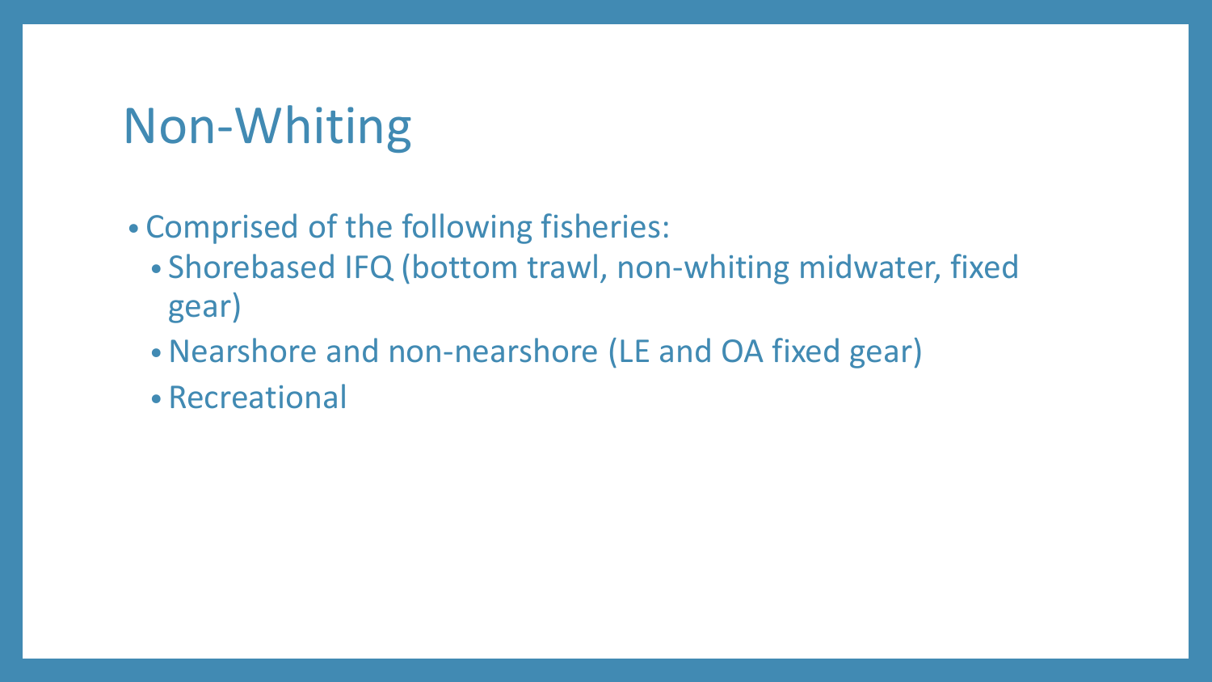# Non-Whiting

- Comprised of the following fisheries:
  - Shorebased IFQ (bottom trawl, non-whiting midwater, fixed gear)
  - Nearshore and non-nearshore (LE and OA fixed gear)
  - Recreational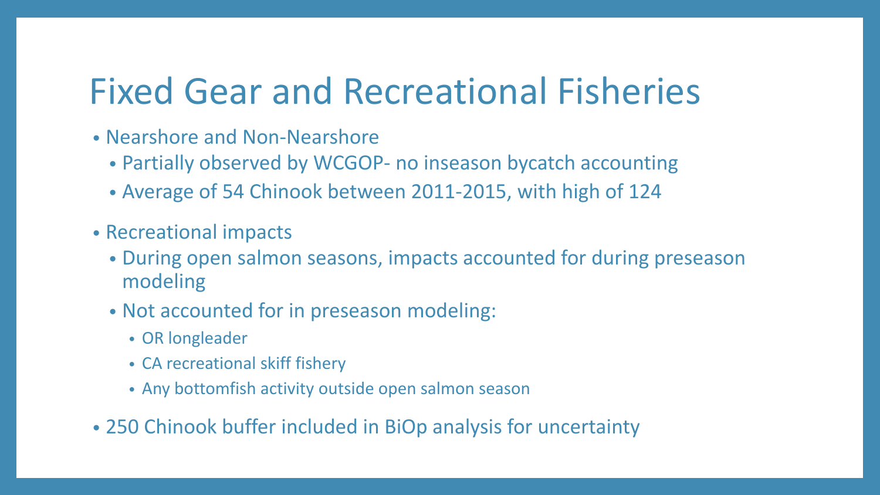# Fixed Gear and Recreational Fisheries

- Nearshore and Non-Nearshore
  - Partially observed by WCGOP- no inseason bycatch accounting
  - Average of 54 Chinook between 2011-2015, with high of 124
- Recreational impacts
  - During open salmon seasons, impacts accounted for during preseason modeling
  - Not accounted for in preseason modeling:
    - OR longleader
    - CA recreational skiff fishery
    - Any bottomfish activity outside open salmon season
- 250 Chinook buffer included in BiOp analysis for uncertainty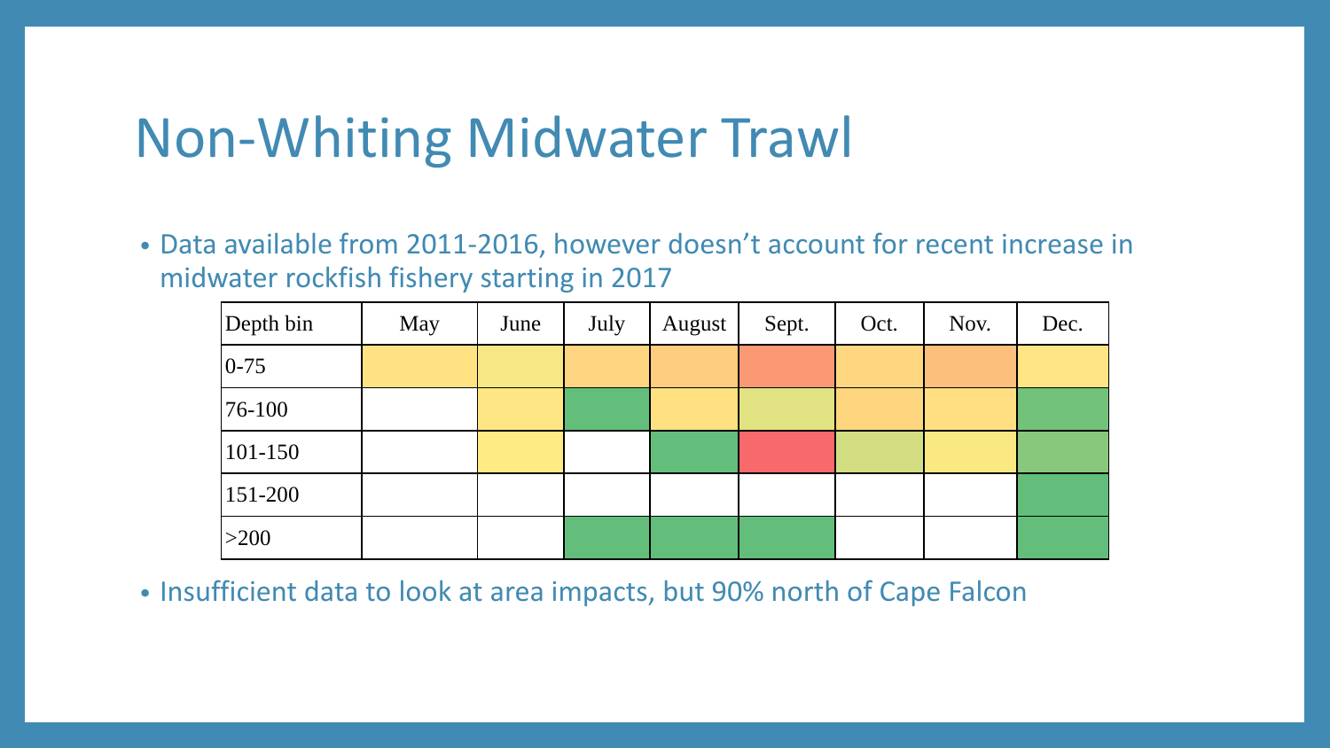# Non-Whiting Midwater Trawl

- Data available from 2011-2016, however doesn't account for recent increase in midwater rockfish fishery starting in 2017

| Depth bin | May | June | July | August | Sept. | Oct. | Nov. | Dec. |
|---|---|---|---|---|---|---|---|---|
| 0-75 | | | | | | | | |
| 76-100 | | | | | | | | |
| 101-150 | | | | | | | | |
| 151-200 | | | | | | | | |
| >200 | | | | | | | | |

- Insufficient data to look at area impacts, but 90% north of Cape Falcon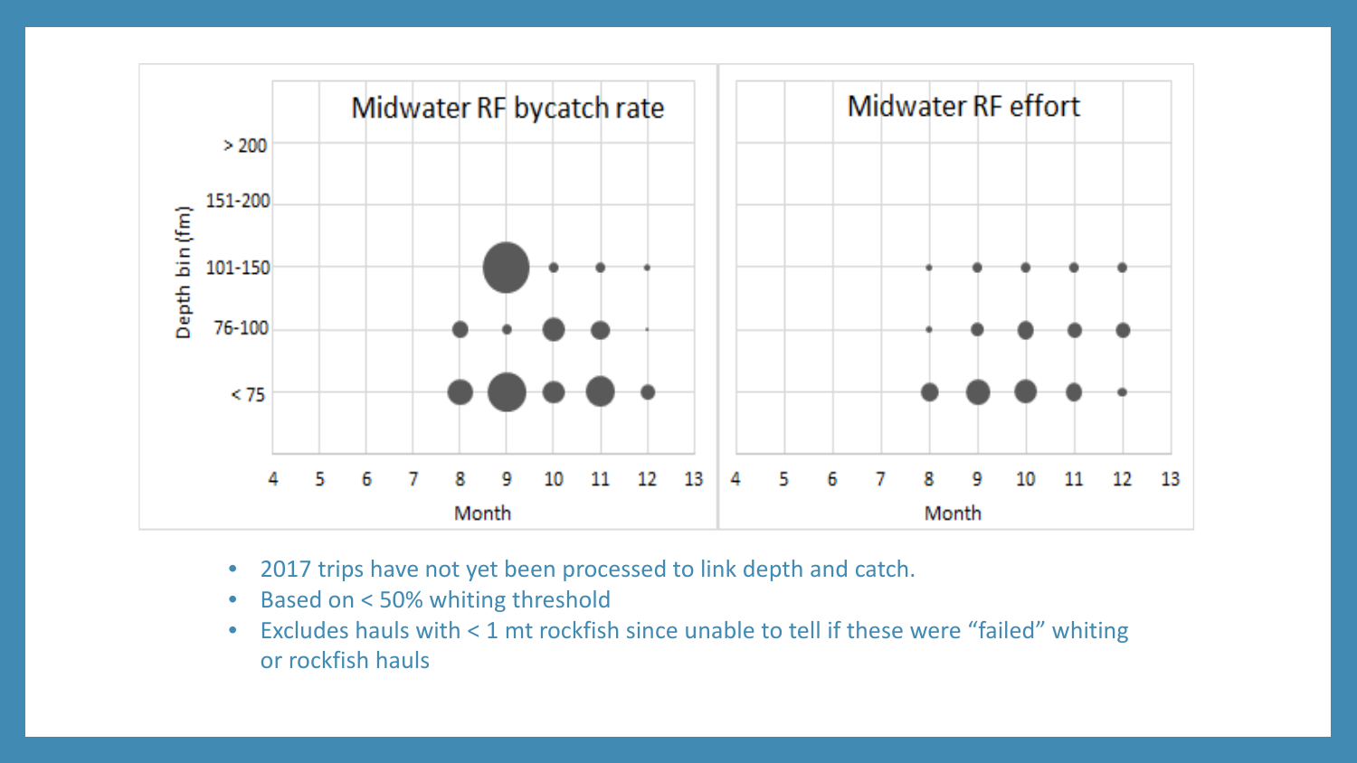Midwater RF bycatch rate

Midwater RF effort

- 2017 trips have not yet been processed to link depth and catch.
- Based on < 50% whiting threshold
- Excludes hauls with < 1 mt rockfish since unable to tell if these were "failed" whiting or rockfish hauls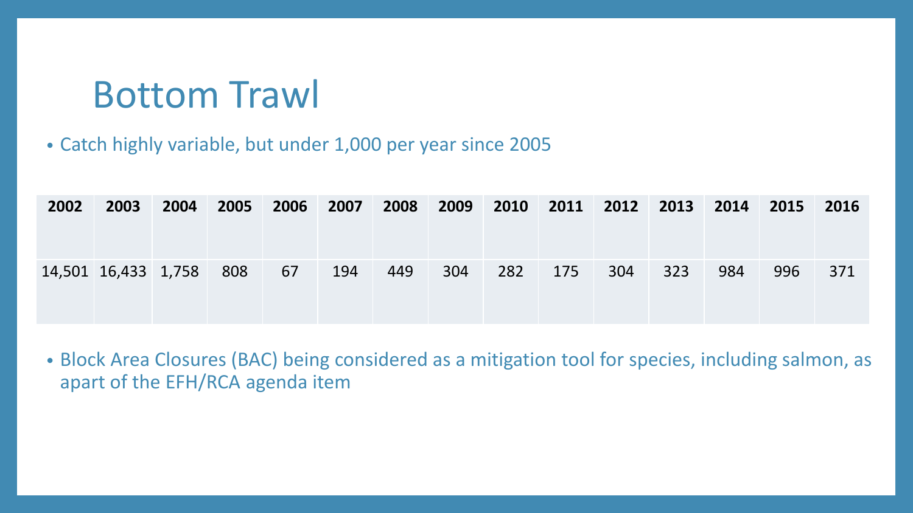# Bottom Trawl

- Catch highly variable, but under 1,000 per year since 2005

| 2002 | 2003 | 2004 | 2005 | 2006 | 2007 | 2008 | 2009 | 2010 | 2011 | 2012 | 2013 | 2014 | 2015 | 2016 |
|---|---|---|---|---|---|---|---|---|---|---|---|---|---|---|
| 14,501 | 16,433 | 1,758 | 808 | 67 | 194 | 449 | 304 | 282 | 175 | 304 | 323 | 984 | 996 | 371 |

- Block Area Closures (BAC) being considered as a mitigation tool for species, including salmon, as apart of the EFH/RCA agenda item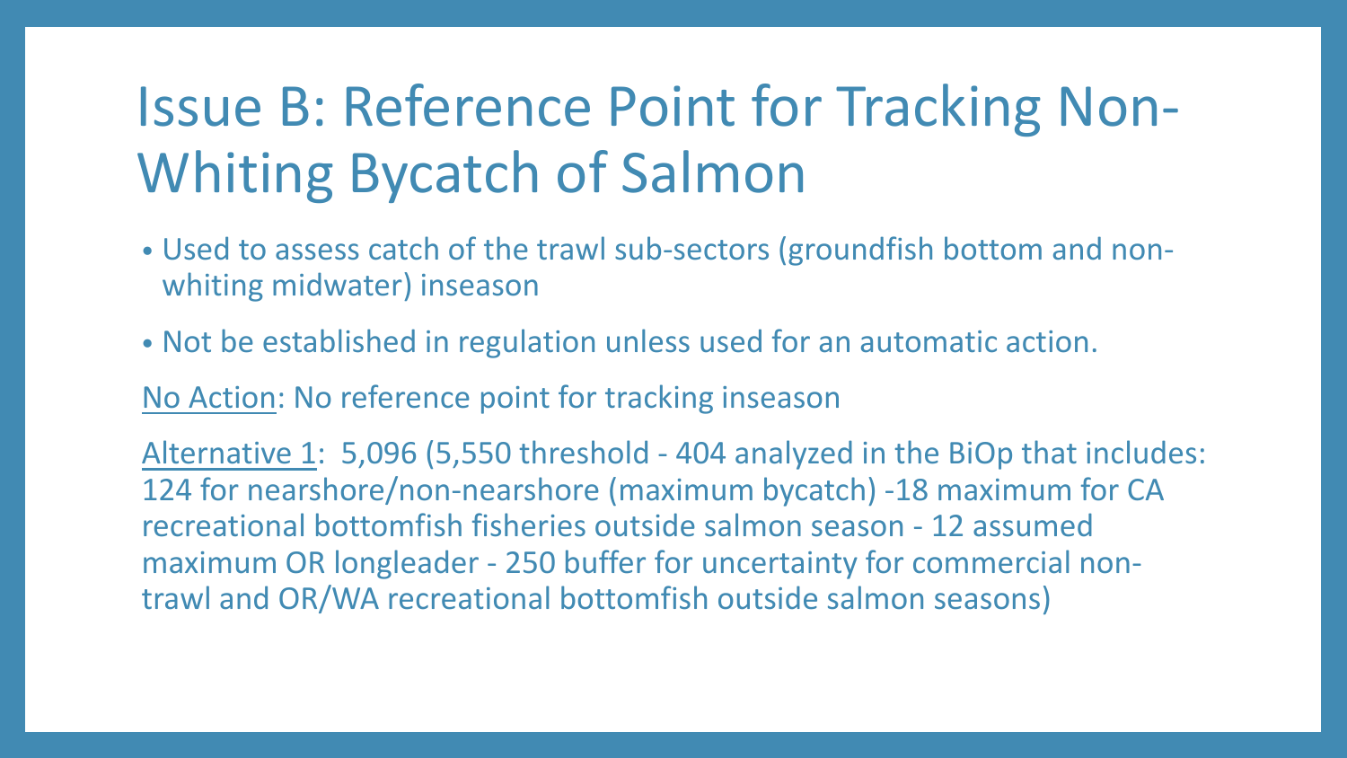# Issue B: Reference Point for Tracking Non-Whiting Bycatch of Salmon

- Used to assess catch of the trawl sub-sectors (groundfish bottom and non-whiting midwater) inseason
- Not be established in regulation unless used for an automatic action.

No Action: No reference point for tracking inseason

Alternative 1: 5,096 (5,550 threshold - 404 analyzed in the BiOp that includes: 124 for nearshore/non-nearshore (maximum bycatch) -18 maximum for CA recreational bottomfish fisheries outside salmon season - 12 assumed maximum OR longleader - 250 buffer for uncertainty for commercial non-trawl and OR/WA recreational bottomfish outside salmon seasons)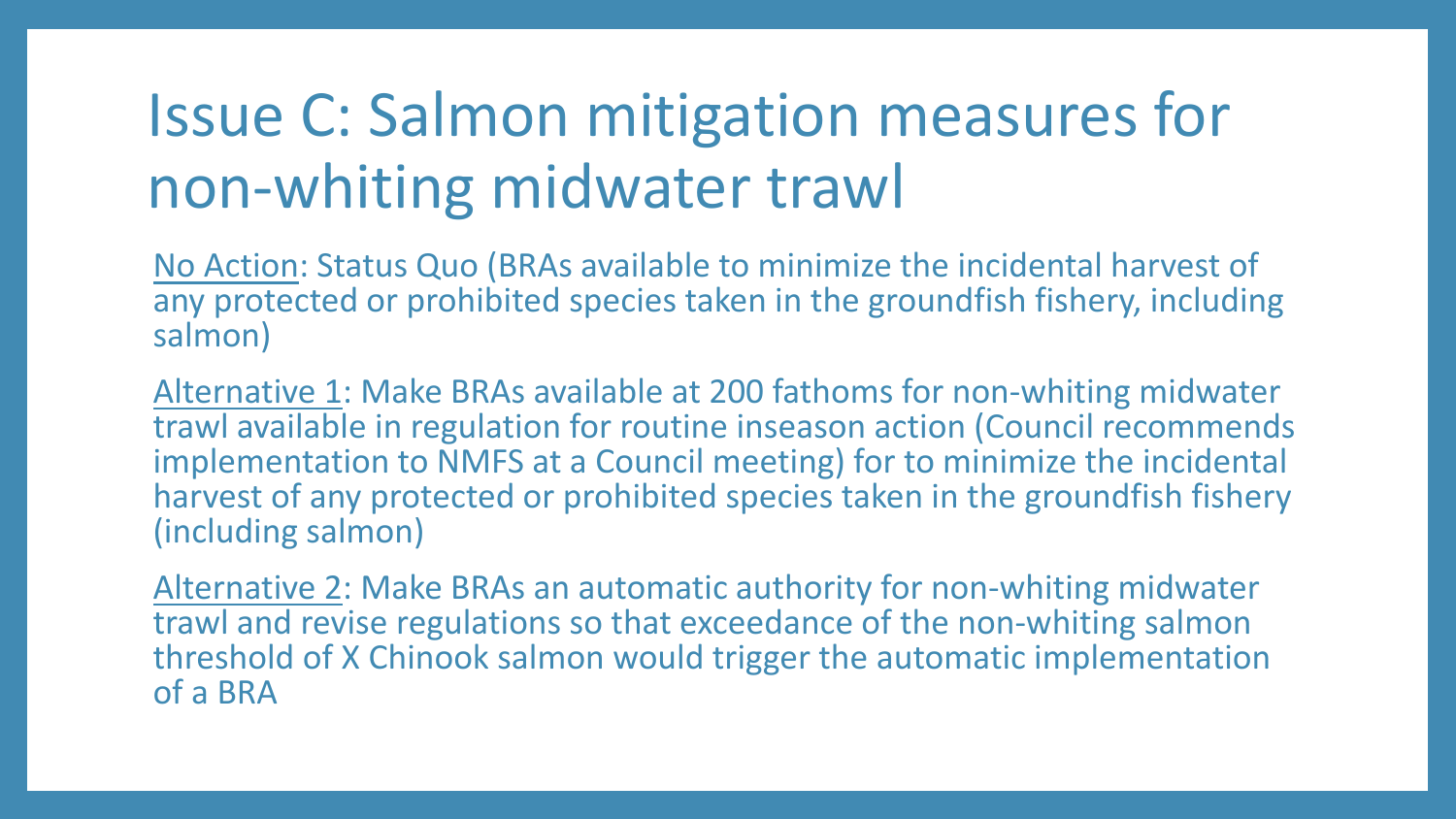# Issue C: Salmon mitigation measures for non-whiting midwater trawl

<u>No Action</u>: Status Quo (BRAs available to minimize the incidental harvest of any protected or prohibited species taken in the groundfish fishery, including salmon)

<u>Alternative 1</u>: Make BRAs available at 200 fathoms for non-whiting midwater trawl available in regulation for routine inseason action (Council recommends implementation to NMFS at a Council meeting) for to minimize the incidental harvest of any protected or prohibited species taken in the groundfish fishery (including salmon)

<u>Alternative 2</u>: Make BRAs an automatic authority for non-whiting midwater trawl and revise regulations so that exceedance of the non-whiting salmon threshold of X Chinook salmon would trigger the automatic implementation of a BRA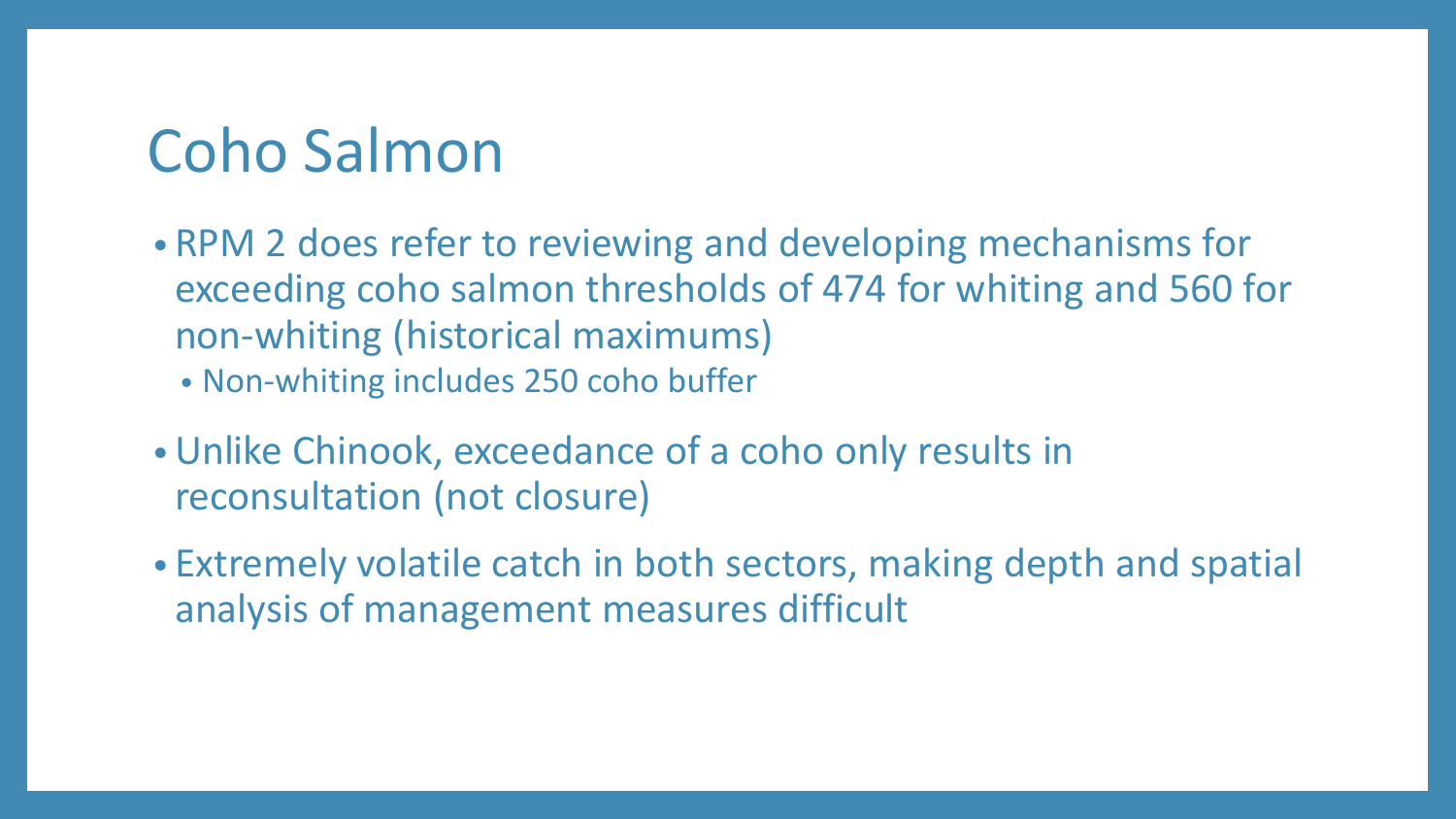# Coho Salmon

- RPM 2 does refer to reviewing and developing mechanisms for exceeding coho salmon thresholds of 474 for whiting and 560 for non-whiting (historical maximums)
  - Non-whiting includes 250 coho buffer
- Unlike Chinook, exceedance of a coho only results in reconsultation (not closure)
- Extremely volatile catch in both sectors, making depth and spatial analysis of management measures difficult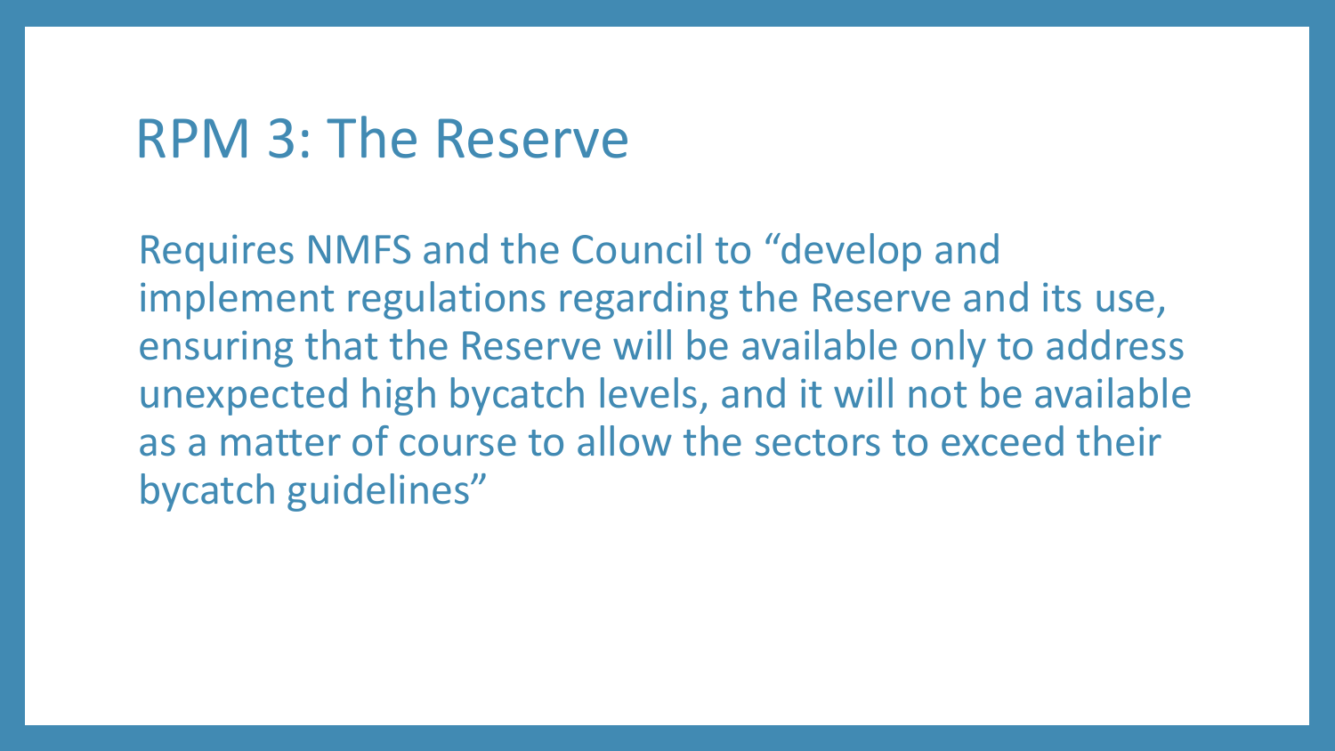# RPM 3: The Reserve

Requires NMFS and the Council to “develop and implement regulations regarding the Reserve and its use, ensuring that the Reserve will be available only to address unexpected high bycatch levels, and it will not be available as a matter of course to allow the sectors to exceed their bycatch guidelines”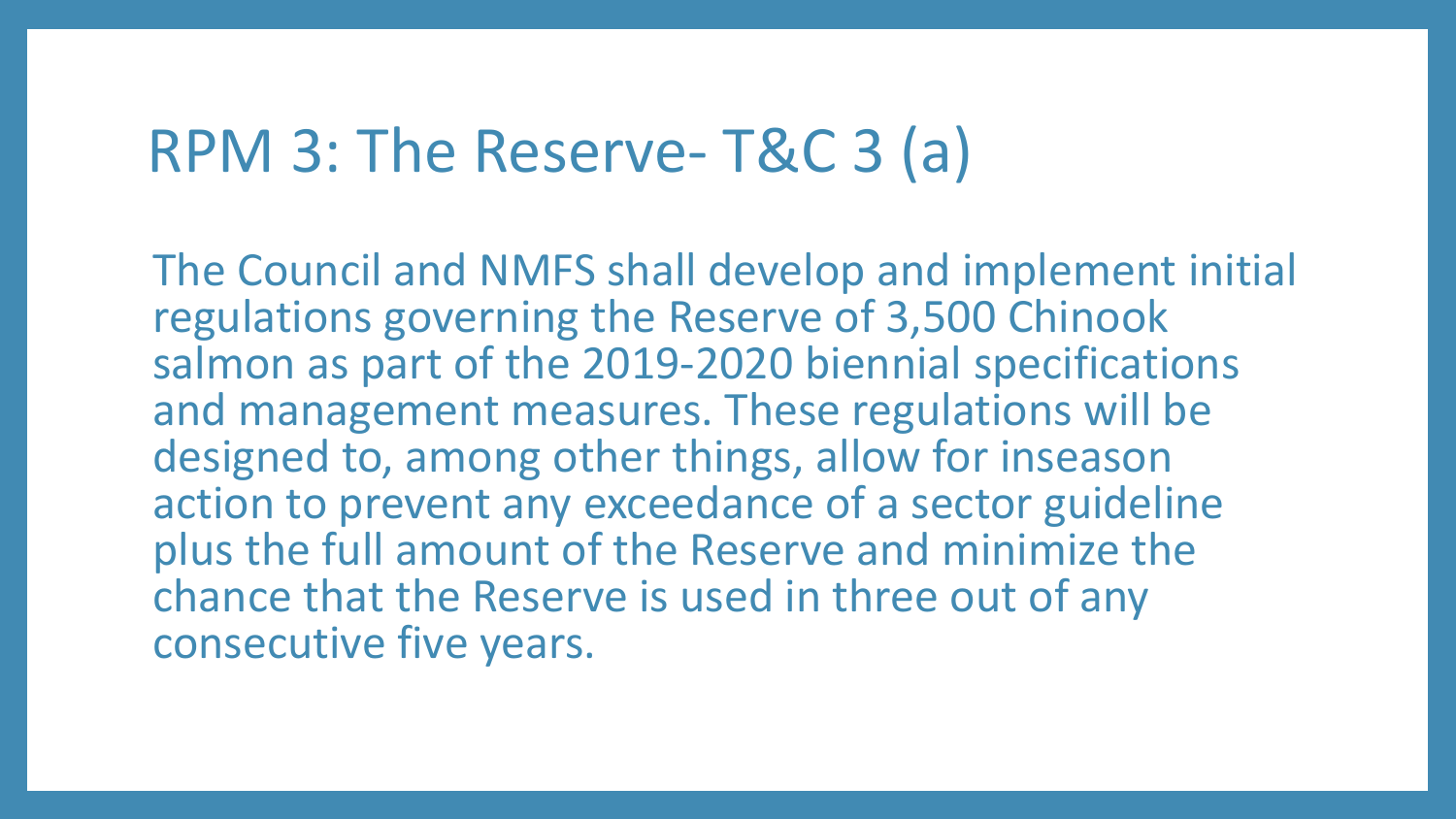# RPM 3: The Reserve- T&C 3 (a)

The Council and NMFS shall develop and implement initial regulations governing the Reserve of 3,500 Chinook salmon as part of the 2019-2020 biennial specifications and management measures. These regulations will be designed to, among other things, allow for inseason action to prevent any exceedance of a sector guideline plus the full amount of the Reserve and minimize the chance that the Reserve is used in three out of any consecutive five years.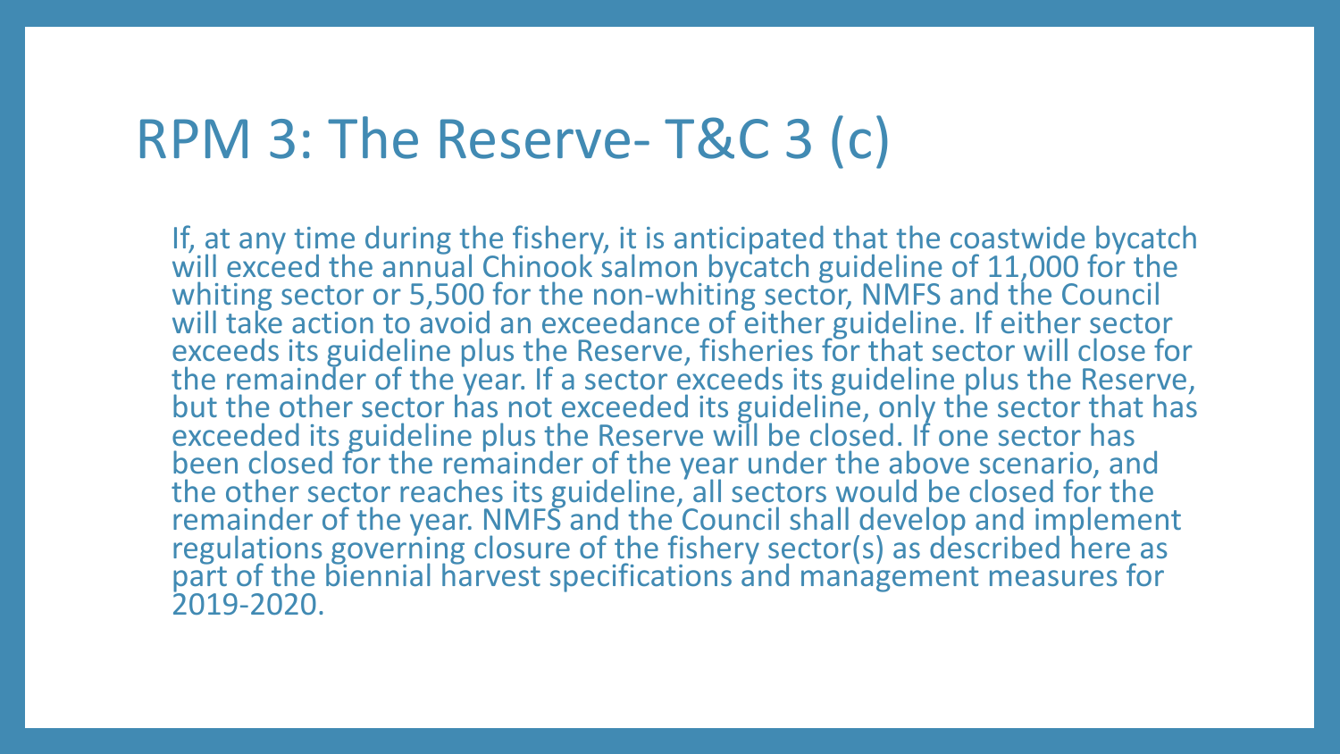# RPM 3: The Reserve- T&C 3 (c)

If, at any time during the fishery, it is anticipated that the coastwide bycatch will exceed the annual Chinook salmon bycatch guideline of 11,000 for the whiting sector or 5,500 for the non-whiting sector, NMFS and the Council will take action to avoid an exceedance of either guideline. If either sector exceeds its guideline plus the Reserve, fisheries for that sector will close for the remainder of the year. If a sector exceeds its guideline plus the Reserve, but the other sector has not exceeded its guideline, only the sector that has exceeded its guideline plus the Reserve will be closed. If one sector has been closed for the remainder of the year under the above scenario, and the other sector reaches its guideline, all sectors would be closed for the remainder of the year. NMFS and the Council shall develop and implement regulations governing closure of the fishery sector(s) as described here as part of the biennial harvest specifications and management measures for 2019-2020.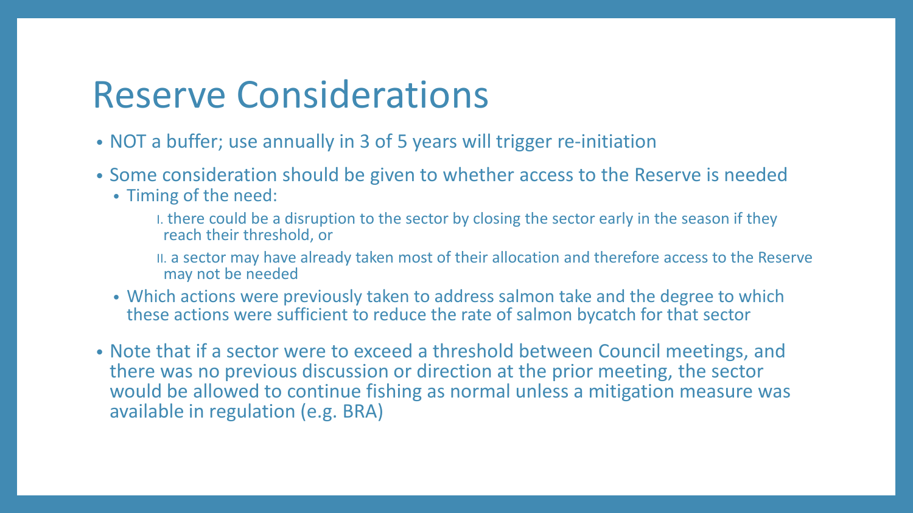# Reserve Considerations

- NOT a buffer; use annually in 3 of 5 years will trigger re-initiation
- Some consideration should be given to whether access to the Reserve is needed
  - Timing of the need:
    - I. there could be a disruption to the sector by closing the sector early in the season if they reach their threshold, or
    - II. a sector may have already taken most of their allocation and therefore access to the Reserve may not be needed
  - Which actions were previously taken to address salmon take and the degree to which these actions were sufficient to reduce the rate of salmon bycatch for that sector
- Note that if a sector were to exceed a threshold between Council meetings, and there was no previous discussion or direction at the prior meeting, the sector would be allowed to continue fishing as normal unless a mitigation measure was available in regulation (e.g. BRA)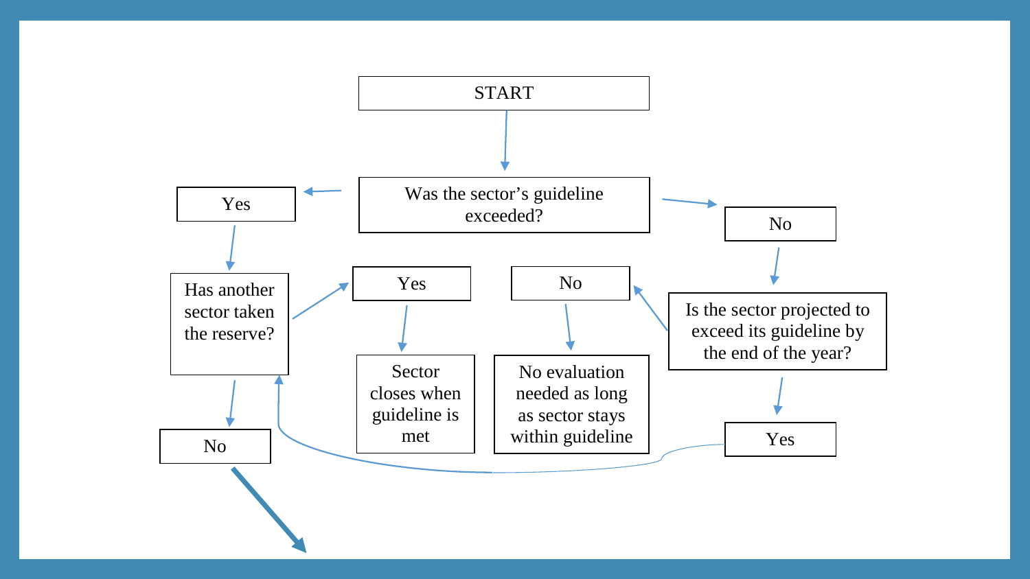START

Was the sector's guideline exceeded?

Yes

Has another sector taken the reserve?

Yes

Sector closes when guideline is met

No

No

No evaluation needed as long as sector stays within guideline

No

Is the sector projected to exceed its guideline by the end of the year?

Yes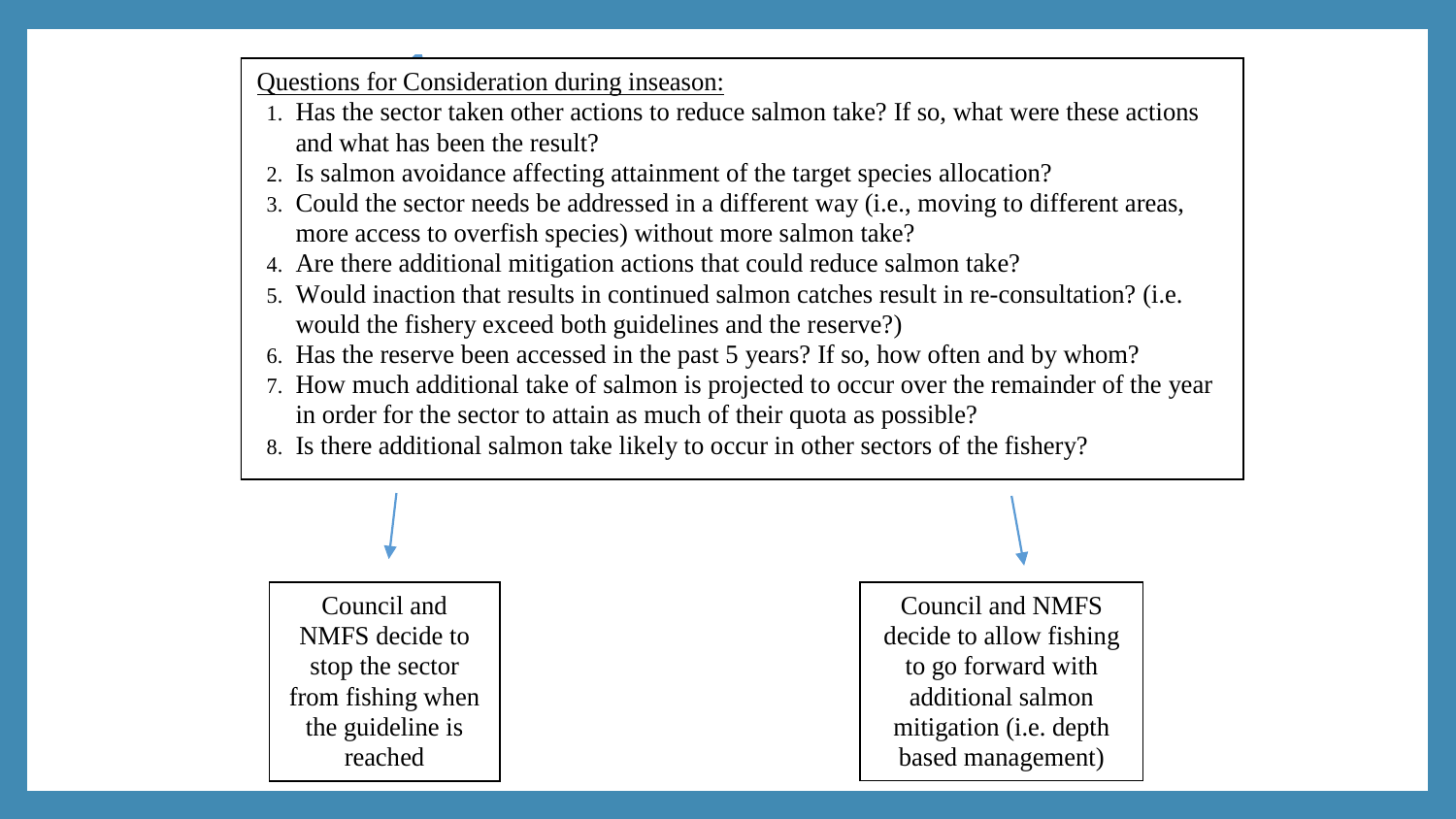Questions for Consideration during inseason:

1. Has the sector taken other actions to reduce salmon take? If so, what were these actions and what has been the result?
2. Is salmon avoidance affecting attainment of the target species allocation?
3. Could the sector needs be addressed in a different way (i.e., moving to different areas, more access to overfish species) without more salmon take?
4. Are there additional mitigation actions that could reduce salmon take?
5. Would inaction that results in continued salmon catches result in re-consultation? (i.e. would the fishery exceed both guidelines and the reserve?)
6. Has the reserve been accessed in the past 5 years? If so, how often and by whom?
7. How much additional take of salmon is projected to occur over the remainder of the year in order for the sector to attain as much of their quota as possible?
8. Is there additional salmon take likely to occur in other sectors of the fishery?

Council and NMFS decide to stop the sector from fishing when the guideline is reached

Council and NMFS decide to allow fishing to go forward with additional salmon mitigation (i.e. depth based management)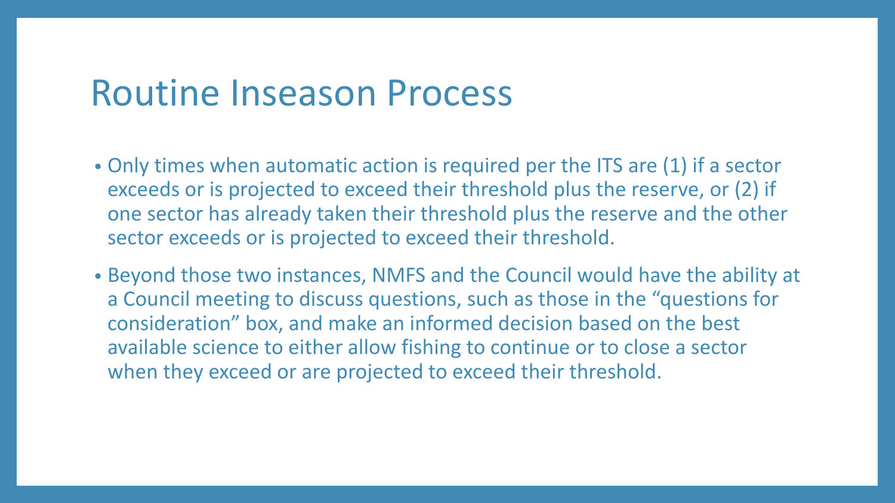# Routine Inseason Process

- Only times when automatic action is required per the ITS are (1) if a sector exceeds or is projected to exceed their threshold plus the reserve, or (2) if one sector has already taken their threshold plus the reserve and the other sector exceeds or is projected to exceed their threshold.
- Beyond those two instances, NMFS and the Council would have the ability at a Council meeting to discuss questions, such as those in the "questions for consideration" box, and make an informed decision based on the best available science to either allow fishing to continue or to close a sector when they exceed or are projected to exceed their threshold.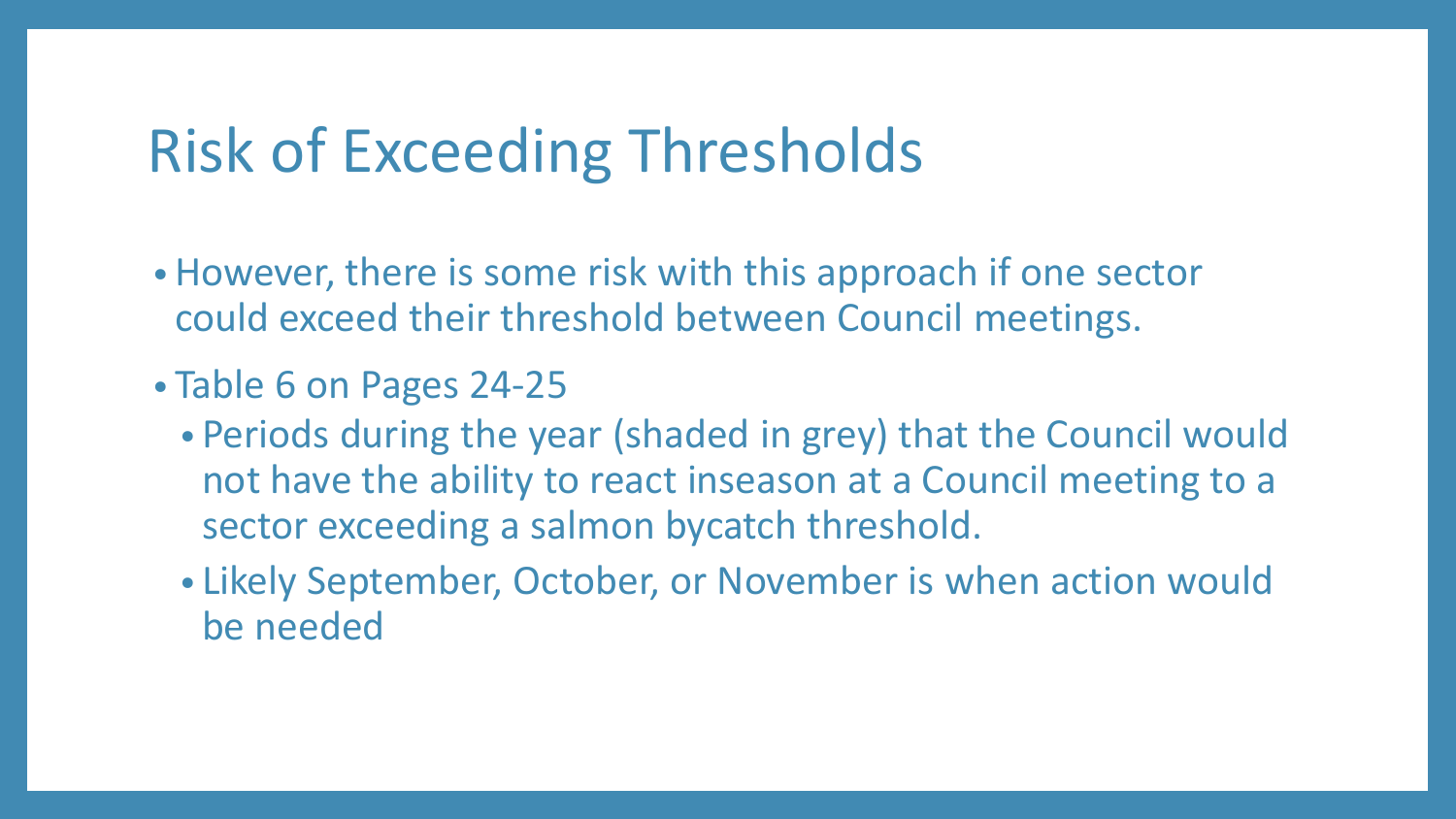# Risk of Exceeding Thresholds

- However, there is some risk with this approach if one sector could exceed their threshold between Council meetings.
- Table 6 on Pages 24-25
  - Periods during the year (shaded in grey) that the Council would not have the ability to react inseason at a Council meeting to a sector exceeding a salmon bycatch threshold.
  - Likely September, October, or November is when action would be needed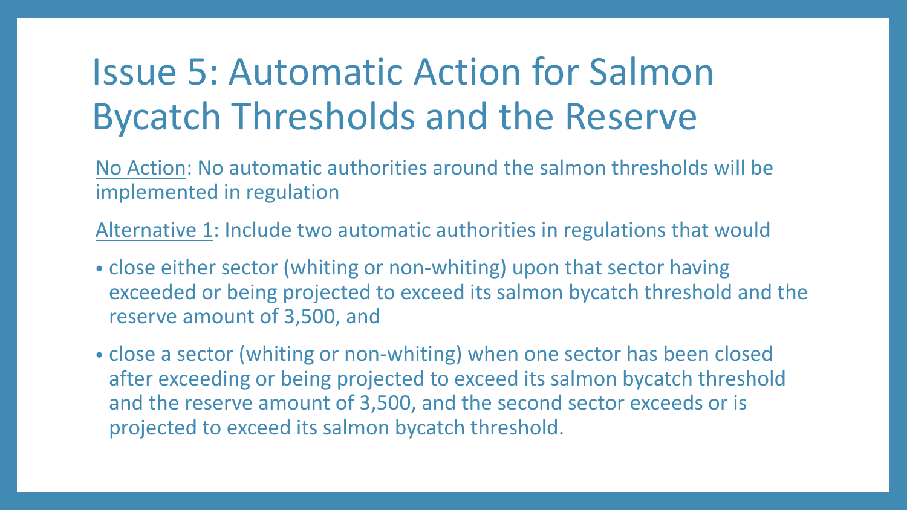# Issue 5: Automatic Action for Salmon Bycatch Thresholds and the Reserve

No Action: No automatic authorities around the salmon thresholds will be implemented in regulation

Alternative 1: Include two automatic authorities in regulations that would

- close either sector (whiting or non-whiting) upon that sector having exceeded or being projected to exceed its salmon bycatch threshold and the reserve amount of 3,500, and
- close a sector (whiting or non-whiting) when one sector has been closed after exceeding or being projected to exceed its salmon bycatch threshold and the reserve amount of 3,500, and the second sector exceeds or is projected to exceed its salmon bycatch threshold.